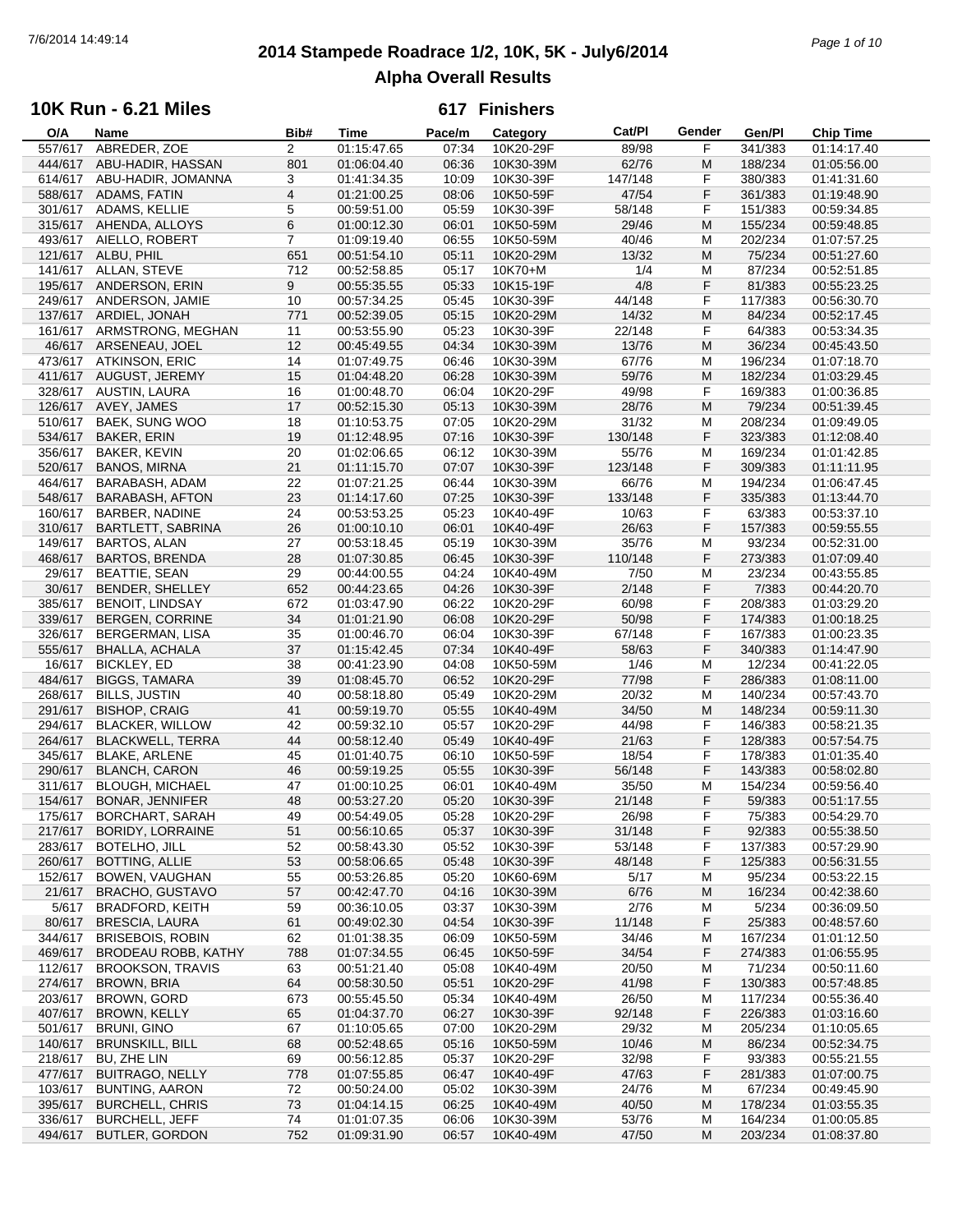# 2014 Stampede Roadrace 1/2, 10K, 5K - July6/2014

## Alpha Overall Results

### 10K Run - 6.21 Miles

**617 Finishers**

| O/A | Name | Bib# | Time | Pace/m | Category | Cat/Pl | Gender | Gen/Pl | Chip Time |
|---|---|---|---|---|---|---|---|---|---|
| 557/617 | ABREDER, ZOE | 2 | 01:15:47.65 | 07:34 | 10K20-29F | 89/98 | F | 341/383 | 01:14:17.40 |
| 444/617 | ABU-HADIR, HASSAN | 801 | 01:06:04.40 | 06:36 | 10K30-39M | 62/76 | M | 188/234 | 01:05:56.00 |
| 614/617 | ABU-HADIR, JOMANNA | 3 | 01:41:34.35 | 10:09 | 10K30-39F | 147/148 | F | 380/383 | 01:41:31.60 |
| 588/617 | ADAMS, FATIN | 4 | 01:21:00.25 | 08:06 | 10K50-59F | 47/54 | F | 361/383 | 01:19:48.90 |
| 301/617 | ADAMS, KELLIE | 5 | 00:59:51.00 | 05:59 | 10K30-39F | 58/148 | F | 151/383 | 00:59:34.85 |
| 315/617 | AHENDA, ALLOYS | 6 | 01:00:12.30 | 06:01 | 10K50-59M | 29/46 | M | 155/234 | 00:59:48.85 |
| 493/617 | AIELLO, ROBERT | 7 | 01:09:19.40 | 06:55 | 10K50-59M | 40/46 | M | 202/234 | 01:07:57.25 |
| 121/617 | ALBU, PHIL | 651 | 00:51:54.10 | 05:11 | 10K20-29M | 13/32 | M | 75/234 | 00:51:27.60 |
| 141/617 | ALLAN, STEVE | 712 | 00:52:58.85 | 05:17 | 10K70+M | 1/4 | M | 87/234 | 00:52:51.85 |
| 195/617 | ANDERSON, ERIN | 9 | 00:55:35.55 | 05:33 | 10K15-19F | 4/8 | F | 81/383 | 00:55:23.25 |
| 249/617 | ANDERSON, JAMIE | 10 | 00:57:34.25 | 05:45 | 10K30-39F | 44/148 | F | 117/383 | 00:56:30.70 |
| 137/617 | ARDIEL, JONAH | 771 | 00:52:39.05 | 05:15 | 10K20-29M | 14/32 | M | 84/234 | 00:52:17.45 |
| 161/617 | ARMSTRONG, MEGHAN | 11 | 00:53:55.90 | 05:23 | 10K30-39F | 22/148 | F | 64/383 | 00:53:34.35 |
| 46/617 | ARSENEAU, JOEL | 12 | 00:45:49.55 | 04:34 | 10K30-39M | 13/76 | M | 36/234 | 00:45:43.50 |
| 473/617 | ATKINSON, ERIC | 14 | 01:07:49.75 | 06:46 | 10K30-39M | 67/76 | M | 196/234 | 01:07:18.70 |
| 411/617 | AUGUST, JEREMY | 15 | 01:04:48.20 | 06:28 | 10K30-39M | 59/76 | M | 182/234 | 01:03:29.45 |
| 328/617 | AUSTIN, LAURA | 16 | 01:00:48.70 | 06:04 | 10K20-29F | 49/98 | F | 169/383 | 01:00:36.85 |
| 126/617 | AVEY, JAMES | 17 | 00:52:15.30 | 05:13 | 10K30-39M | 28/76 | M | 79/234 | 00:51:39.45 |
| 510/617 | BAEK, SUNG WOO | 18 | 01:10:53.75 | 07:05 | 10K20-29M | 31/32 | M | 208/234 | 01:09:49.05 |
| 534/617 | BAKER, ERIN | 19 | 01:12:48.95 | 07:16 | 10K30-39F | 130/148 | F | 323/383 | 01:12:08.40 |
| 356/617 | BAKER, KEVIN | 20 | 01:02:06.65 | 06:12 | 10K30-39M | 55/76 | M | 169/234 | 01:01:42.85 |
| 520/617 | BANOS, MIRNA | 21 | 01:11:15.70 | 07:07 | 10K30-39F | 123/148 | F | 309/383 | 01:11:11.95 |
| 464/617 | BARABASH, ADAM | 22 | 01:07:21.25 | 06:44 | 10K30-39M | 66/76 | M | 194/234 | 01:06:47.45 |
| 548/617 | BARABASH, AFTON | 23 | 01:14:17.60 | 07:25 | 10K30-39F | 133/148 | F | 335/383 | 01:13:44.70 |
| 160/617 | BARBER, NADINE | 24 | 00:53:53.25 | 05:23 | 10K40-49F | 10/63 | F | 63/383 | 00:53:37.10 |
| 310/617 | BARTLETT, SABRINA | 26 | 01:00:10.10 | 06:01 | 10K40-49F | 26/63 | F | 157/383 | 00:59:55.55 |
| 149/617 | BARTOS, ALAN | 27 | 00:53:18.45 | 05:19 | 10K30-39M | 35/76 | M | 93/234 | 00:52:31.00 |
| 468/617 | BARTOS, BRENDA | 28 | 01:07:30.85 | 06:45 | 10K30-39F | 110/148 | F | 273/383 | 01:07:09.40 |
| 29/617 | BEATTIE, SEAN | 29 | 00:44:00.55 | 04:24 | 10K40-49M | 7/50 | M | 23/234 | 00:43:55.85 |
| 30/617 | BENDER, SHELLEY | 652 | 00:44:23.65 | 04:26 | 10K30-39F | 2/148 | F | 7/383 | 00:44:20.70 |
| 385/617 | BENOIT, LINDSAY | 672 | 01:03:47.90 | 06:22 | 10K20-29F | 60/98 | F | 208/383 | 01:03:29.20 |
| 339/617 | BERGEN, CORRINE | 34 | 01:01:21.90 | 06:08 | 10K20-29F | 50/98 | F | 174/383 | 01:00:18.25 |
| 326/617 | BERGERMAN, LISA | 35 | 01:00:46.70 | 06:04 | 10K30-39F | 67/148 | F | 167/383 | 01:00:23.35 |
| 555/617 | BHALLA, ACHALA | 37 | 01:15:42.45 | 07:34 | 10K40-49F | 58/63 | F | 340/383 | 01:14:47.90 |
| 16/617 | BICKLEY, ED | 38 | 00:41:23.90 | 04:08 | 10K50-59M | 1/46 | M | 12/234 | 00:41:22.05 |
| 484/617 | BIGGS, TAMARA | 39 | 01:08:45.70 | 06:52 | 10K20-29F | 77/98 | F | 286/383 | 01:08:11.00 |
| 268/617 | BILLS, JUSTIN | 40 | 00:58:18.80 | 05:49 | 10K20-29M | 20/32 | M | 140/234 | 00:57:43.70 |
| 291/617 | BISHOP, CRAIG | 41 | 00:59:19.70 | 05:55 | 10K40-49M | 34/50 | M | 148/234 | 00:59:11.30 |
| 294/617 | BLACKER, WILLOW | 42 | 00:59:32.10 | 05:57 | 10K20-29F | 44/98 | F | 146/383 | 00:58:21.35 |
| 264/617 | BLACKWELL, TERRA | 44 | 00:58:12.40 | 05:49 | 10K40-49F | 21/63 | F | 128/383 | 00:57:54.75 |
| 345/617 | BLAKE, ARLENE | 45 | 01:01:40.75 | 06:10 | 10K50-59F | 18/54 | F | 178/383 | 01:01:35.40 |
| 290/617 | BLANCH, CARON | 46 | 00:59:19.25 | 05:55 | 10K30-39F | 56/148 | F | 143/383 | 00:58:02.80 |
| 311/617 | BLOUGH, MICHAEL | 47 | 01:00:10.25 | 06:01 | 10K40-49M | 35/50 | M | 154/234 | 00:59:56.40 |
| 154/617 | BONAR, JENNIFER | 48 | 00:53:27.20 | 05:20 | 10K30-39F | 21/148 | F | 59/383 | 00:51:17.55 |
| 175/617 | BORCHART, SARAH | 49 | 00:54:49.05 | 05:28 | 10K20-29F | 26/98 | F | 75/383 | 00:54:29.70 |
| 217/617 | BORIDY, LORRAINE | 51 | 00:56:10.65 | 05:37 | 10K30-39F | 31/148 | F | 92/383 | 00:55:38.50 |
| 283/617 | BOTELHO, JILL | 52 | 00:58:43.30 | 05:52 | 10K30-39F | 53/148 | F | 137/383 | 00:57:29.90 |
| 260/617 | BOTTING, ALLIE | 53 | 00:58:06.65 | 05:48 | 10K30-39F | 48/148 | F | 125/383 | 00:56:31.55 |
| 152/617 | BOWEN, VAUGHAN | 55 | 00:53:26.85 | 05:20 | 10K60-69M | 5/17 | M | 95/234 | 00:53:22.15 |
| 21/617 | BRACHO, GUSTAVO | 57 | 00:42:47.70 | 04:16 | 10K30-39M | 6/76 | M | 16/234 | 00:42:38.60 |
| 5/617 | BRADFORD, KEITH | 59 | 00:36:10.05 | 03:37 | 10K30-39M | 2/76 | M | 5/234 | 00:36:09.50 |
| 80/617 | BRESCIA, LAURA | 61 | 00:49:02.30 | 04:54 | 10K30-39F | 11/148 | F | 25/383 | 00:48:57.60 |
| 344/617 | BRISEBOIS, ROBIN | 62 | 01:01:38.35 | 06:09 | 10K50-59M | 34/46 | M | 167/234 | 01:01:12.50 |
| 469/617 | BRODEAU ROBB, KATHY | 788 | 01:07:34.55 | 06:45 | 10K50-59F | 34/54 | F | 274/383 | 01:06:55.95 |
| 112/617 | BROOKSON, TRAVIS | 63 | 00:51:21.40 | 05:08 | 10K40-49M | 20/50 | M | 71/234 | 00:50:11.60 |
| 274/617 | BROWN, BRIA | 64 | 00:58:30.50 | 05:51 | 10K20-29F | 41/98 | F | 130/383 | 00:57:48.85 |
| 203/617 | BROWN, GORD | 673 | 00:55:45.50 | 05:34 | 10K40-49M | 26/50 | M | 117/234 | 00:55:36.40 |
| 407/617 | BROWN, KELLY | 65 | 01:04:37.70 | 06:27 | 10K30-39F | 92/148 | F | 226/383 | 01:03:16.60 |
| 501/617 | BRUNI, GINO | 67 | 01:10:05.65 | 07:00 | 10K20-29M | 29/32 | M | 205/234 | 01:10:05.65 |
| 140/617 | BRUNSKILL, BILL | 68 | 00:52:48.65 | 05:16 | 10K50-59M | 10/46 | M | 86/234 | 00:52:34.75 |
| 218/617 | BU, ZHE LIN | 69 | 00:56:12.85 | 05:37 | 10K20-29F | 32/98 | F | 93/383 | 00:55:21.55 |
| 477/617 | BUITRAGO, NELLY | 778 | 01:07:55.85 | 06:47 | 10K40-49F | 47/63 | F | 281/383 | 01:07:00.75 |
| 103/617 | BUNTING, AARON | 72 | 00:50:24.00 | 05:02 | 10K30-39M | 24/76 | M | 67/234 | 00:49:45.90 |
| 395/617 | BURCHELL, CHRIS | 73 | 01:04:14.15 | 06:25 | 10K40-49M | 40/50 | M | 178/234 | 01:03:55.35 |
| 336/617 | BURCHELL, JEFF | 74 | 01:01:07.35 | 06:06 | 10K30-39M | 53/76 | M | 164/234 | 01:00:05.85 |
| 494/617 | BUTLER, GORDON | 752 | 01:09:31.90 | 06:57 | 10K40-49M | 47/50 | M | 203/234 | 01:08:37.80 |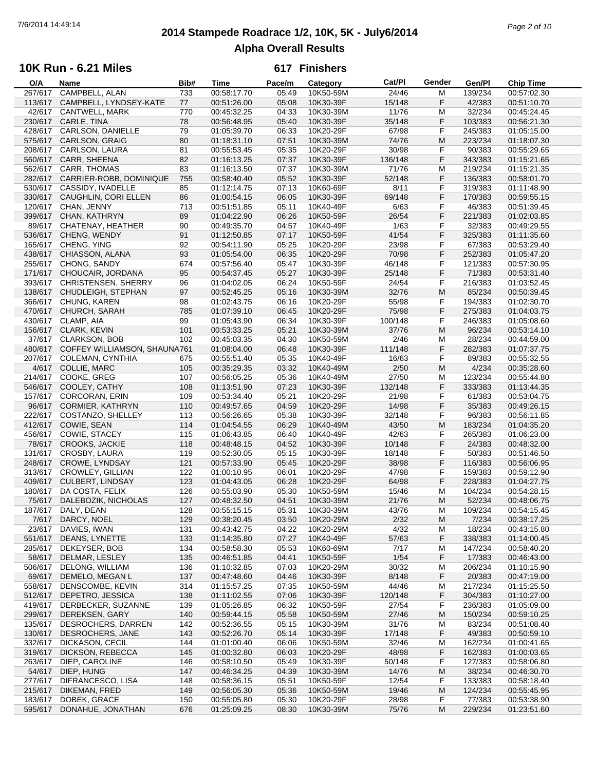# 2014 Stampede Roadrace 1/2, 10K, 5K - July6/2014

## Alpha Overall Results

### 10K Run - 6.21 Miles — 617 Finishers

| O/A | Name | Bib# | Time | Pace/m | Category | Cat/Pl | Gender | Gen/Pl | Chip Time |
|---|---|---|---|---|---|---|---|---|---|
| 267/617 | CAMPBELL, ALAN | 733 | 00:58:17.70 | 05:49 | 10K50-59M | 24/46 | M | 139/234 | 00:57:02.30 |
| 113/617 | CAMPBELL, LYNDSEY-KATE | 77 | 00:51:26.00 | 05:08 | 10K30-39F | 15/148 | F | 42/383 | 00:51:10.70 |
| 42/617 | CANTWELL, MARK | 770 | 00:45:32.25 | 04:33 | 10K30-39M | 11/76 | M | 32/234 | 00:45:24.45 |
| 230/617 | CARLE, TINA | 78 | 00:56:48.95 | 05:40 | 10K30-39F | 35/148 | F | 103/383 | 00:56:21.30 |
| 428/617 | CARLSON, DANIELLE | 79 | 01:05:39.70 | 06:33 | 10K20-29F | 67/98 | F | 245/383 | 01:05:15.00 |
| 575/617 | CARLSON, GRAIG | 80 | 01:18:31.10 | 07:51 | 10K30-39M | 74/76 | M | 223/234 | 01:18:07.30 |
| 208/617 | CARLSON, LAURA | 81 | 00:55:53.45 | 05:35 | 10K20-29F | 30/98 | F | 90/383 | 00:55:29.65 |
| 560/617 | CARR, SHEENA | 82 | 01:16:13.25 | 07:37 | 10K30-39F | 136/148 | F | 343/383 | 01:15:21.65 |
| 562/617 | CARR, THOMAS | 83 | 01:16:13.50 | 07:37 | 10K30-39M | 71/76 | M | 219/234 | 01:15:21.35 |
| 282/617 | CARRIER-ROBB, DOMINIQUE | 755 | 00:58:40.40 | 05:52 | 10K30-39F | 52/148 | F | 136/383 | 00:58:01.70 |
| 530/617 | CASSIDY, IVADELLE | 85 | 01:12:14.75 | 07:13 | 10K60-69F | 8/11 | F | 319/383 | 01:11:48.90 |
| 330/617 | CAUGHLIN, CORI ELLEN | 86 | 01:00:54.15 | 06:05 | 10K30-39F | 69/148 | F | 170/383 | 00:59:55.15 |
| 120/617 | CHAN, JENNY | 713 | 00:51:51.85 | 05:11 | 10K40-49F | 6/63 | F | 46/383 | 00:51:39.45 |
| 399/617 | CHAN, KATHRYN | 89 | 01:04:22.90 | 06:26 | 10K50-59F | 26/54 | F | 221/383 | 01:02:03.85 |
| 89/617 | CHATENAY, HEATHER | 90 | 00:49:35.70 | 04:57 | 10K40-49F | 1/63 | F | 32/383 | 00:49:29.55 |
| 536/617 | CHENG, WENDY | 91 | 01:12:50.85 | 07:17 | 10K50-59F | 41/54 | F | 325/383 | 01:11:35.60 |
| 165/617 | CHENG, YING | 92 | 00:54:11.90 | 05:25 | 10K20-29F | 23/98 | F | 67/383 | 00:53:29.40 |
| 438/617 | CHIASSON, ALANA | 93 | 01:05:54.00 | 06:35 | 10K20-29F | 70/98 | F | 252/383 | 01:05:47.20 |
| 255/617 | CHONG, SANDY | 674 | 00:57:56.40 | 05:47 | 10K30-39F | 46/148 | F | 121/383 | 00:57:30.95 |
| 171/617 | CHOUCAIR, JORDANA | 95 | 00:54:37.45 | 05:27 | 10K30-39F | 25/148 | F | 71/383 | 00:53:31.40 |
| 393/617 | CHRISTENSEN, SHERRY | 96 | 01:04:02.05 | 06:24 | 10K50-59F | 24/54 | F | 216/383 | 01:03:52.45 |
| 138/617 | CHUDLEIGH, STEPHAN | 97 | 00:52:45.25 | 05:16 | 10K30-39M | 32/76 | M | 85/234 | 00:50:39.45 |
| 366/617 | CHUNG, KAREN | 98 | 01:02:43.75 | 06:16 | 10K20-29F | 55/98 | F | 194/383 | 01:02:30.70 |
| 470/617 | CHURCH, SARAH | 785 | 01:07:39.10 | 06:45 | 10K20-29F | 75/98 | F | 275/383 | 01:04:03.75 |
| 430/617 | CLAMP, AIA | 99 | 01:05:43.90 | 06:34 | 10K30-39F | 100/148 | F | 246/383 | 01:05:08.60 |
| 156/617 | CLARK, KEVIN | 101 | 00:53:33.25 | 05:21 | 10K30-39M | 37/76 | M | 96/234 | 00:53:14.10 |
| 37/617 | CLARKSON, BOB | 102 | 00:45:03.35 | 04:30 | 10K50-59M | 2/46 | M | 28/234 | 00:44:59.00 |
| 480/617 | COFFEY WILLIAMSON, SHAUNA | 761 | 01:08:04.00 | 06:48 | 10K30-39F | 111/148 | F | 282/383 | 01:07:37.75 |
| 207/617 | COLEMAN, CYNTHIA | 675 | 00:55:51.40 | 05:35 | 10K40-49F | 16/63 | F | 89/383 | 00:55:32.55 |
| 4/617 | COLLIE, MARC | 105 | 00:35:29.35 | 03:32 | 10K40-49M | 2/50 | M | 4/234 | 00:35:28.60 |
| 214/617 | COOKE, GREG | 107 | 00:56:05.25 | 05:36 | 10K40-49M | 27/50 | M | 123/234 | 00:55:44.80 |
| 546/617 | COOLEY, CATHY | 108 | 01:13:51.90 | 07:23 | 10K30-39F | 132/148 | F | 333/383 | 01:13:44.35 |
| 157/617 | CORCORAN, ERIN | 109 | 00:53:34.40 | 05:21 | 10K20-29F | 21/98 | F | 61/383 | 00:53:04.75 |
| 96/617 | CORMIER, KATHRYN | 110 | 00:49:57.65 | 04:59 | 10K20-29F | 14/98 | F | 35/383 | 00:49:26.15 |
| 222/617 | COSTANZO, SHELLEY | 113 | 00:56:26.65 | 05:38 | 10K30-39F | 32/148 | F | 96/383 | 00:56:11.85 |
| 412/617 | COWIE, SEAN | 114 | 01:04:54.55 | 06:29 | 10K40-49M | 43/50 | M | 183/234 | 01:04:35.20 |
| 456/617 | COWIE, STACEY | 115 | 01:06:43.85 | 06:40 | 10K40-49F | 42/63 | F | 265/383 | 01:06:23.00 |
| 78/617 | CROOKS, JACKIE | 118 | 00:48:48.15 | 04:52 | 10K30-39F | 10/148 | F | 24/383 | 00:48:32.00 |
| 131/617 | CROSBY, LAURA | 119 | 00:52:30.05 | 05:15 | 10K30-39F | 18/148 | F | 50/383 | 00:51:46.50 |
| 248/617 | CROWE, LYNDSAY | 121 | 00:57:33.90 | 05:45 | 10K20-29F | 38/98 | F | 116/383 | 00:56:06.95 |
| 313/617 | CROWLEY, GILLIAN | 122 | 01:00:10.95 | 06:01 | 10K20-29F | 47/98 | F | 159/383 | 00:59:12.90 |
| 409/617 | CULBERT, LINDSAY | 123 | 01:04:43.05 | 06:28 | 10K20-29F | 64/98 | F | 228/383 | 01:04:27.75 |
| 180/617 | DA COSTA, FELIX | 126 | 00:55:03.90 | 05:30 | 10K50-59M | 15/46 | M | 104/234 | 00:54:28.15 |
| 75/617 | DALEBOZIK, NICHOLAS | 127 | 00:48:32.50 | 04:51 | 10K30-39M | 21/76 | M | 52/234 | 00:48:06.75 |
| 187/617 | DALY, DEAN | 128 | 00:55:15.15 | 05:31 | 10K30-39M | 43/76 | M | 109/234 | 00:54:15.45 |
| 7/617 | DARCY, NOEL | 129 | 00:38:20.45 | 03:50 | 10K20-29M | 2/32 | M | 7/234 | 00:38:17.25 |
| 23/617 | DAVIES, IWAN | 131 | 00:43:42.75 | 04:22 | 10K20-29M | 4/32 | M | 18/234 | 00:43:15.80 |
| 551/617 | DEANS, LYNETTE | 133 | 01:14:35.80 | 07:27 | 10K40-49F | 57/63 | F | 338/383 | 01:14:00.45 |
| 285/617 | DEKEYSER, BOB | 134 | 00:58:58.30 | 05:53 | 10K60-69M | 7/17 | M | 147/234 | 00:58:40.20 |
| 58/617 | DELMAR, LESLEY | 135 | 00:46:51.85 | 04:41 | 10K50-59F | 1/54 | F | 17/383 | 00:46:43.00 |
| 506/617 | DELONG, WILLIAM | 136 | 01:10:32.85 | 07:03 | 10K20-29M | 30/32 | M | 206/234 | 01:10:15.90 |
| 69/617 | DEMELO, MEGAN L | 137 | 00:47:48.60 | 04:46 | 10K30-39F | 8/148 | F | 20/383 | 00:47:19.00 |
| 558/617 | DENSCOMBE, KEVIN | 314 | 01:15:57.25 | 07:35 | 10K50-59M | 44/46 | M | 217/234 | 01:15:25.50 |
| 512/617 | DEPETRO, JESSICA | 138 | 01:11:02.55 | 07:06 | 10K30-39F | 120/148 | F | 304/383 | 01:10:27.00 |
| 419/617 | DERBECKER, SUZANNE | 139 | 01:05:26.85 | 06:32 | 10K50-59F | 27/54 | F | 236/383 | 01:05:09.00 |
| 299/617 | DEREKSEN, GARY | 140 | 00:59:44.15 | 05:58 | 10K50-59M | 27/46 | M | 150/234 | 00:59:10.25 |
| 135/617 | DESROCHERS, DARREN | 142 | 00:52:36.55 | 05:15 | 10K30-39M | 31/76 | M | 83/234 | 00:51:08.40 |
| 130/617 | DESROCHERS, JANE | 143 | 00:52:26.70 | 05:14 | 10K30-39F | 17/148 | F | 49/383 | 00:50:59.10 |
| 332/617 | DICKASON, CECIL | 144 | 01:01:00.40 | 06:06 | 10K50-59M | 32/46 | M | 162/234 | 01:00:41.65 |
| 319/617 | DICKSON, REBECCA | 145 | 01:00:32.80 | 06:03 | 10K20-29F | 48/98 | F | 162/383 | 01:00:03.65 |
| 263/617 | DIEP, CAROLINE | 146 | 00:58:10.50 | 05:49 | 10K30-39F | 50/148 | F | 127/383 | 00:58:06.80 |
| 54/617 | DIEP, HUNG | 147 | 00:46:34.25 | 04:39 | 10K30-39M | 14/76 | M | 38/234 | 00:46:30.70 |
| 277/617 | DIFRANCESCO, LISA | 148 | 00:58:36.15 | 05:51 | 10K50-59F | 12/54 | F | 133/383 | 00:58:18.40 |
| 215/617 | DIKEMAN, FRED | 149 | 00:56:05.30 | 05:36 | 10K50-59M | 19/46 | M | 124/234 | 00:55:45.95 |
| 183/617 | DOBEK, GRACE | 150 | 00:55:05.80 | 05:30 | 10K20-29F | 28/98 | F | 77/383 | 00:53:38.90 |
| 595/617 | DONAHUE, JONATHAN | 676 | 01:25:09.25 | 08:30 | 10K30-39M | 75/76 | M | 229/234 | 01:23:51.60 |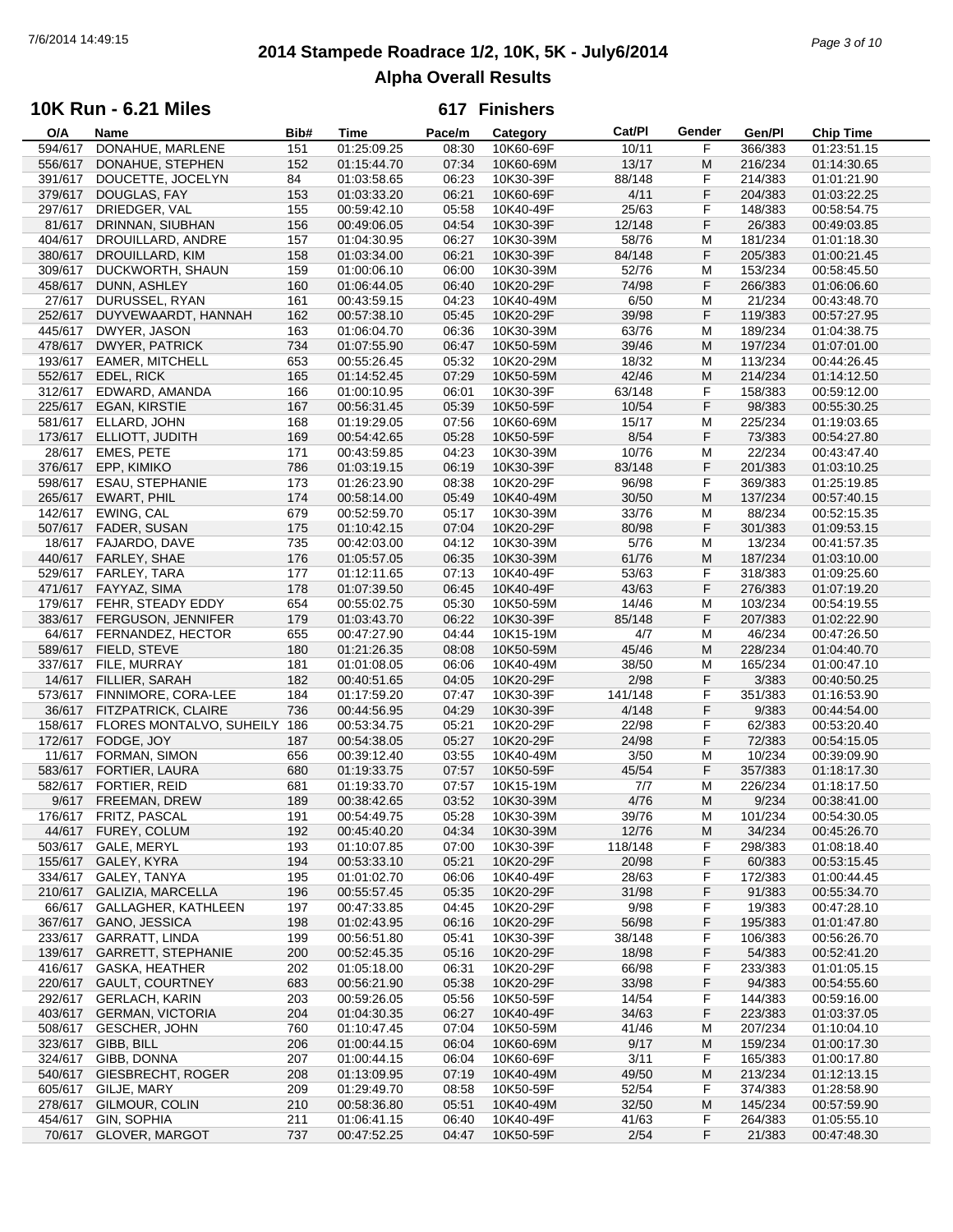# 2014 Stampede Roadrace 1/2, 10K, 5K - July6/2014

## Alpha Overall Results

### 10K Run - 6.21 Miles — 617 Finishers

| O/A | Name | Bib# | Time | Pace/m | Category | Cat/Pl | Gender | Gen/Pl | Chip Time |
|---|---|---|---|---|---|---|---|---|---|
| 594/617 | DONAHUE, MARLENE | 151 | 01:25:09.25 | 08:30 | 10K60-69F | 10/11 | F | 366/383 | 01:23:51.15 |
| 556/617 | DONAHUE, STEPHEN | 152 | 01:15:44.70 | 07:34 | 10K60-69M | 13/17 | M | 216/234 | 01:14:30.65 |
| 391/617 | DOUCETTE, JOCELYN | 84 | 01:03:58.65 | 06:23 | 10K30-39F | 88/148 | F | 214/383 | 01:01:21.90 |
| 379/617 | DOUGLAS, FAY | 153 | 01:03:33.20 | 06:21 | 10K60-69F | 4/11 | F | 204/383 | 01:03:22.25 |
| 297/617 | DRIEDGER, VAL | 155 | 00:59:42.10 | 05:58 | 10K40-49F | 25/63 | F | 148/383 | 00:58:54.75 |
| 81/617 | DRINNAN, SIUBHAN | 156 | 00:49:06.05 | 04:54 | 10K30-39F | 12/148 | F | 26/383 | 00:49:03.85 |
| 404/617 | DROUILLARD, ANDRE | 157 | 01:04:30.95 | 06:27 | 10K30-39M | 58/76 | M | 181/234 | 01:01:18.30 |
| 380/617 | DROUILLARD, KIM | 158 | 01:03:34.00 | 06:21 | 10K30-39F | 84/148 | F | 205/383 | 01:00:21.45 |
| 309/617 | DUCKWORTH, SHAUN | 159 | 01:00:06.10 | 06:00 | 10K30-39M | 52/76 | M | 153/234 | 00:58:45.50 |
| 458/617 | DUNN, ASHLEY | 160 | 01:06:44.05 | 06:40 | 10K20-29F | 74/98 | F | 266/383 | 01:06:06.60 |
| 27/617 | DURUSSEL, RYAN | 161 | 00:43:59.15 | 04:23 | 10K40-49M | 6/50 | M | 21/234 | 00:43:48.70 |
| 252/617 | DUYVEWAARDT, HANNAH | 162 | 00:57:38.10 | 05:45 | 10K20-29F | 39/98 | F | 119/383 | 00:57:27.95 |
| 445/617 | DWYER, JASON | 163 | 01:06:04.70 | 06:36 | 10K30-39M | 63/76 | M | 189/234 | 01:04:38.75 |
| 478/617 | DWYER, PATRICK | 734 | 01:07:55.90 | 06:47 | 10K50-59M | 39/46 | M | 197/234 | 01:07:01.00 |
| 193/617 | EAMER, MITCHELL | 653 | 00:55:26.45 | 05:32 | 10K20-29M | 18/32 | M | 113/234 | 00:44:26.45 |
| 552/617 | EDEL, RICK | 165 | 01:14:52.45 | 07:29 | 10K50-59M | 42/46 | M | 214/234 | 01:14:12.50 |
| 312/617 | EDWARD, AMANDA | 166 | 01:00:10.95 | 06:01 | 10K30-39F | 63/148 | F | 158/383 | 00:59:12.00 |
| 225/617 | EGAN, KIRSTIE | 167 | 00:56:31.45 | 05:39 | 10K50-59F | 10/54 | F | 98/383 | 00:55:30.25 |
| 581/617 | ELLARD, JOHN | 168 | 01:19:29.05 | 07:56 | 10K60-69M | 15/17 | M | 225/234 | 01:19:03.65 |
| 173/617 | ELLIOTT, JUDITH | 169 | 00:54:42.65 | 05:28 | 10K50-59F | 8/54 | F | 73/383 | 00:54:27.80 |
| 28/617 | EMES, PETE | 171 | 00:43:59.85 | 04:23 | 10K30-39M | 10/76 | M | 22/234 | 00:43:47.40 |
| 376/617 | EPP, KIMIKO | 786 | 01:03:19.15 | 06:19 | 10K30-39F | 83/148 | F | 201/383 | 01:03:10.25 |
| 598/617 | ESAU, STEPHANIE | 173 | 01:26:23.90 | 08:38 | 10K20-29F | 96/98 | F | 369/383 | 01:25:19.85 |
| 265/617 | EWART, PHIL | 174 | 00:58:14.00 | 05:49 | 10K40-49M | 30/50 | M | 137/234 | 00:57:40.15 |
| 142/617 | EWING, CAL | 679 | 00:52:59.70 | 05:17 | 10K30-39M | 33/76 | M | 88/234 | 00:52:15.35 |
| 507/617 | FADER, SUSAN | 175 | 01:10:42.15 | 07:04 | 10K20-29F | 80/98 | F | 301/383 | 01:09:53.15 |
| 18/617 | FAJARDO, DAVE | 735 | 00:42:03.00 | 04:12 | 10K30-39M | 5/76 | M | 13/234 | 00:41:57.35 |
| 440/617 | FARLEY, SHAE | 176 | 01:05:57.05 | 06:35 | 10K30-39M | 61/76 | M | 187/234 | 01:03:10.00 |
| 529/617 | FARLEY, TARA | 177 | 01:12:11.65 | 07:13 | 10K40-49F | 53/63 | F | 318/383 | 01:09:25.60 |
| 471/617 | FAYYAZ, SIMA | 178 | 01:07:39.50 | 06:45 | 10K40-49F | 43/63 | F | 276/383 | 01:07:19.20 |
| 179/617 | FEHR, STEADY EDDY | 654 | 00:55:02.75 | 05:30 | 10K50-59M | 14/46 | M | 103/234 | 00:54:19.55 |
| 383/617 | FERGUSON, JENNIFER | 179 | 01:03:43.70 | 06:22 | 10K30-39F | 85/148 | F | 207/383 | 01:02:22.90 |
| 64/617 | FERNANDEZ, HECTOR | 655 | 00:47:27.90 | 04:44 | 10K15-19M | 4/7 | M | 46/234 | 00:47:26.50 |
| 589/617 | FIELD, STEVE | 180 | 01:21:26.35 | 08:08 | 10K50-59M | 45/46 | M | 228/234 | 01:04:40.70 |
| 337/617 | FILE, MURRAY | 181 | 01:01:08.05 | 06:06 | 10K40-49M | 38/50 | M | 165/234 | 01:00:47.10 |
| 14/617 | FILLIER, SARAH | 182 | 00:40:51.65 | 04:05 | 10K20-29F | 2/98 | F | 3/383 | 00:40:50.25 |
| 573/617 | FINNIMORE, CORA-LEE | 184 | 01:17:59.20 | 07:47 | 10K30-39F | 141/148 | F | 351/383 | 01:16:53.90 |
| 36/617 | FITZPATRICK, CLAIRE | 736 | 00:44:56.95 | 04:29 | 10K30-39F | 4/148 | F | 9/383 | 00:44:54.00 |
| 158/617 | FLORES MONTALVO, SUHEILY | 186 | 00:53:34.75 | 05:21 | 10K20-29F | 22/98 | F | 62/383 | 00:53:20.40 |
| 172/617 | FODGE, JOY | 187 | 00:54:38.05 | 05:27 | 10K20-29F | 24/98 | F | 72/383 | 00:54:15.05 |
| 11/617 | FORMAN, SIMON | 656 | 00:39:12.40 | 03:55 | 10K40-49M | 3/50 | M | 10/234 | 00:39:09.90 |
| 583/617 | FORTIER, LAURA | 680 | 01:19:33.75 | 07:57 | 10K50-59F | 45/54 | F | 357/383 | 01:18:17.30 |
| 582/617 | FORTIER, REID | 681 | 01:19:33.70 | 07:57 | 10K15-19M | 7/7 | M | 226/234 | 01:18:17.50 |
| 9/617 | FREEMAN, DREW | 189 | 00:38:42.65 | 03:52 | 10K30-39M | 4/76 | M | 9/234 | 00:38:41.00 |
| 176/617 | FRITZ, PASCAL | 191 | 00:54:49.75 | 05:28 | 10K30-39M | 39/76 | M | 101/234 | 00:54:30.05 |
| 44/617 | FUREY, COLUM | 192 | 00:45:40.20 | 04:34 | 10K30-39M | 12/76 | M | 34/234 | 00:45:26.70 |
| 503/617 | GALE, MERYL | 193 | 01:10:07.85 | 07:00 | 10K30-39F | 118/148 | F | 298/383 | 01:08:18.40 |
| 155/617 | GALEY, KYRA | 194 | 00:53:33.10 | 05:21 | 10K20-29F | 20/98 | F | 60/383 | 00:53:15.45 |
| 334/617 | GALEY, TANYA | 195 | 01:01:02.70 | 06:06 | 10K40-49F | 28/63 | F | 172/383 | 01:00:44.45 |
| 210/617 | GALIZIA, MARCELLA | 196 | 00:55:57.45 | 05:35 | 10K20-29F | 31/98 | F | 91/383 | 00:55:34.70 |
| 66/617 | GALLAGHER, KATHLEEN | 197 | 00:47:33.85 | 04:45 | 10K20-29F | 9/98 | F | 19/383 | 00:47:28.10 |
| 367/617 | GANO, JESSICA | 198 | 01:02:43.95 | 06:16 | 10K20-29F | 56/98 | F | 195/383 | 01:01:47.80 |
| 233/617 | GARRATT, LINDA | 199 | 00:56:51.80 | 05:41 | 10K30-39F | 38/148 | F | 106/383 | 00:56:26.70 |
| 139/617 | GARRETT, STEPHANIE | 200 | 00:52:45.35 | 05:16 | 10K20-29F | 18/98 | F | 54/383 | 00:52:41.20 |
| 416/617 | GASKA, HEATHER | 202 | 01:05:18.00 | 06:31 | 10K20-29F | 66/98 | F | 233/383 | 01:01:05.15 |
| 220/617 | GAULT, COURTNEY | 683 | 00:56:21.90 | 05:38 | 10K20-29F | 33/98 | F | 94/383 | 00:54:55.60 |
| 292/617 | GERLACH, KARIN | 203 | 00:59:26.05 | 05:56 | 10K50-59F | 14/54 | F | 144/383 | 00:59:16.00 |
| 403/617 | GERMAN, VICTORIA | 204 | 01:04:30.35 | 06:27 | 10K40-49F | 34/63 | F | 223/383 | 01:03:37.05 |
| 508/617 | GESCHER, JOHN | 760 | 01:10:47.45 | 07:04 | 10K50-59M | 41/46 | M | 207/234 | 01:10:04.10 |
| 323/617 | GIBB, BILL | 206 | 01:00:44.15 | 06:04 | 10K60-69M | 9/17 | M | 159/234 | 01:00:17.30 |
| 324/617 | GIBB, DONNA | 207 | 01:00:44.15 | 06:04 | 10K60-69F | 3/11 | F | 165/383 | 01:00:17.80 |
| 540/617 | GIESBRECHT, ROGER | 208 | 01:13:09.95 | 07:19 | 10K40-49M | 49/50 | M | 213/234 | 01:12:13.15 |
| 605/617 | GILJE, MARY | 209 | 01:29:49.70 | 08:58 | 10K50-59F | 52/54 | F | 374/383 | 01:28:58.90 |
| 278/617 | GILMOUR, COLIN | 210 | 00:58:36.80 | 05:51 | 10K40-49M | 32/50 | M | 145/234 | 00:57:59.90 |
| 454/617 | GIN, SOPHIA | 211 | 01:06:41.15 | 06:40 | 10K40-49F | 41/63 | F | 264/383 | 01:05:55.10 |
| 70/617 | GLOVER, MARGOT | 737 | 00:47:52.25 | 04:47 | 10K50-59F | 2/54 | F | 21/383 | 00:47:48.30 |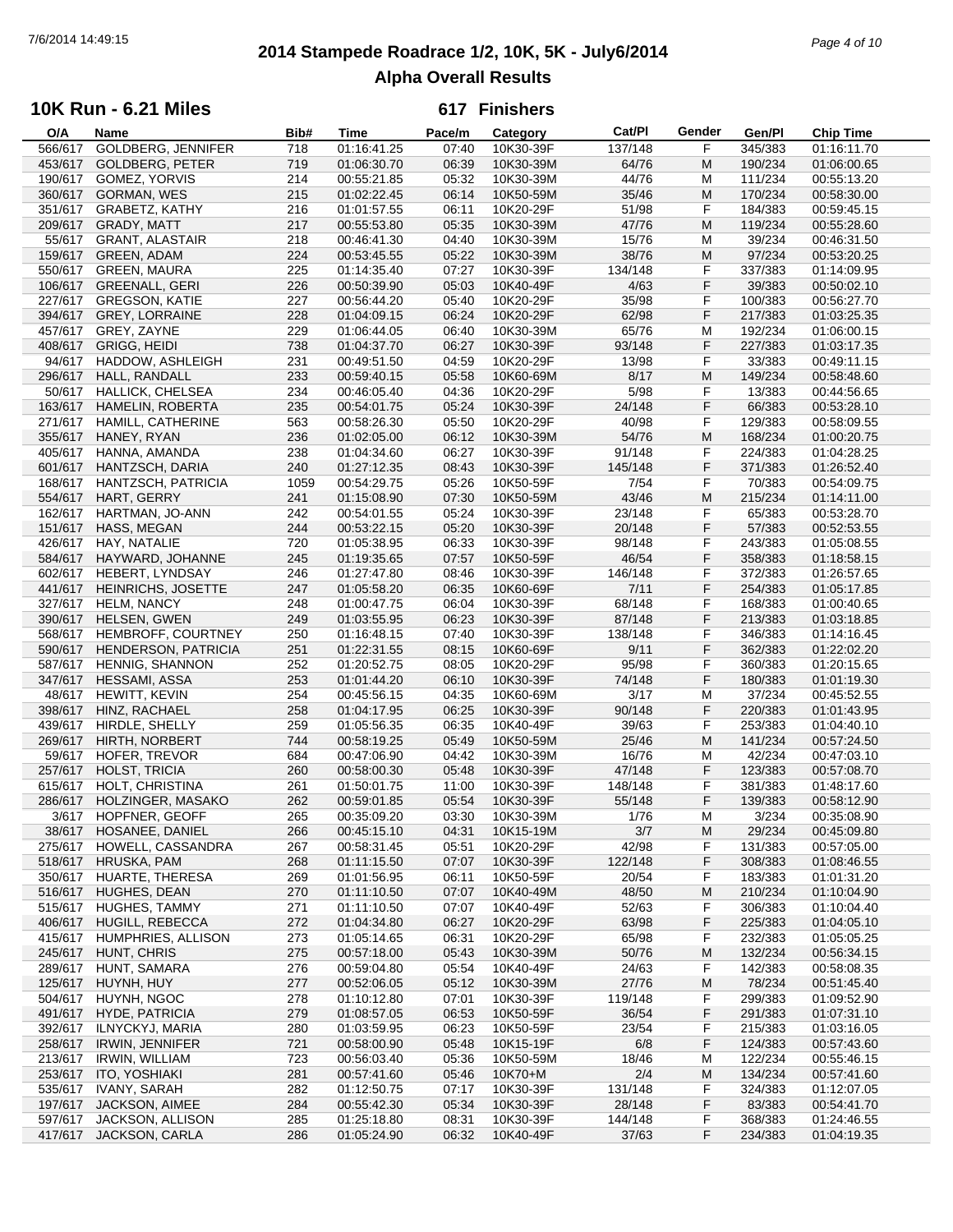# 2014 Stampede Roadrace 1/2, 10K, 5K - July6/2014

## Alpha Overall Results

### 10K Run - 6.21 Miles

**617 Finishers**

| O/A | Name | Bib# | Time | Pace/m | Category | Cat/Pl | Gender | Gen/Pl | Chip Time |
|---|---|---|---|---|---|---|---|---|---|
| 566/617 | GOLDBERG, JENNIFER | 718 | 01:16:41.25 | 07:40 | 10K30-39F | 137/148 | F | 345/383 | 01:16:11.70 |
| 453/617 | GOLDBERG, PETER | 719 | 01:06:30.70 | 06:39 | 10K30-39M | 64/76 | M | 190/234 | 01:06:00.65 |
| 190/617 | GOMEZ, YORVIS | 214 | 00:55:21.85 | 05:32 | 10K30-39M | 44/76 | M | 111/234 | 00:55:13.20 |
| 360/617 | GORMAN, WES | 215 | 01:02:22.45 | 06:14 | 10K50-59M | 35/46 | M | 170/234 | 00:58:30.00 |
| 351/617 | GRABETZ, KATHY | 216 | 01:01:57.55 | 06:11 | 10K20-29F | 51/98 | F | 184/383 | 00:59:45.15 |
| 209/617 | GRADY, MATT | 217 | 00:55:53.80 | 05:35 | 10K30-39M | 47/76 | M | 119/234 | 00:55:28.60 |
| 55/617 | GRANT, ALASTAIR | 218 | 00:46:41.30 | 04:40 | 10K30-39M | 15/76 | M | 39/234 | 00:46:31.50 |
| 159/617 | GREEN, ADAM | 224 | 00:53:45.55 | 05:22 | 10K30-39M | 38/76 | M | 97/234 | 00:53:20.25 |
| 550/617 | GREEN, MAURA | 225 | 01:14:35.40 | 07:27 | 10K30-39F | 134/148 | F | 337/383 | 01:14:09.95 |
| 106/617 | GREENALL, GERI | 226 | 00:50:39.90 | 05:03 | 10K40-49F | 4/63 | F | 39/383 | 00:50:02.10 |
| 227/617 | GREGSON, KATIE | 227 | 00:56:44.20 | 05:40 | 10K20-29F | 35/98 | F | 100/383 | 00:56:27.70 |
| 394/617 | GREY, LORRAINE | 228 | 01:04:09.15 | 06:24 | 10K20-29F | 62/98 | F | 217/383 | 01:03:25.35 |
| 457/617 | GREY, ZAYNE | 229 | 01:06:44.05 | 06:40 | 10K30-39M | 65/76 | M | 192/234 | 01:06:00.15 |
| 408/617 | GRIGG, HEIDI | 738 | 01:04:37.70 | 06:27 | 10K30-39F | 93/148 | F | 227/383 | 01:03:17.35 |
| 94/617 | HADDOW, ASHLEIGH | 231 | 00:49:51.50 | 04:59 | 10K20-29F | 13/98 | F | 33/383 | 00:49:11.15 |
| 296/617 | HALL, RANDALL | 233 | 00:59:40.15 | 05:58 | 10K60-69M | 8/17 | M | 149/234 | 00:58:48.60 |
| 50/617 | HALLICK, CHELSEA | 234 | 00:46:05.40 | 04:36 | 10K20-29F | 5/98 | F | 13/383 | 00:44:56.65 |
| 163/617 | HAMELIN, ROBERTA | 235 | 00:54:01.75 | 05:24 | 10K30-39F | 24/148 | F | 66/383 | 00:53:28.10 |
| 271/617 | HAMILL, CATHERINE | 563 | 00:58:26.30 | 05:50 | 10K20-29F | 40/98 | F | 129/383 | 00:58:09.55 |
| 355/617 | HANEY, RYAN | 236 | 01:02:05.00 | 06:12 | 10K30-39M | 54/76 | M | 168/234 | 01:00:20.75 |
| 405/617 | HANNA, AMANDA | 238 | 01:04:34.60 | 06:27 | 10K30-39F | 91/148 | F | 224/383 | 01:04:28.25 |
| 601/617 | HANTZSCH, DARIA | 240 | 01:27:12.35 | 08:43 | 10K30-39F | 145/148 | F | 371/383 | 01:26:52.40 |
| 168/617 | HANTZSCH, PATRICIA | 1059 | 00:54:29.75 | 05:26 | 10K50-59F | 7/54 | F | 70/383 | 00:54:09.75 |
| 554/617 | HART, GERRY | 241 | 01:15:08.90 | 07:30 | 10K50-59M | 43/46 | M | 215/234 | 01:14:11.00 |
| 162/617 | HARTMAN, JO-ANN | 242 | 00:54:01.55 | 05:24 | 10K30-39F | 23/148 | F | 65/383 | 00:53:28.70 |
| 151/617 | HASS, MEGAN | 244 | 00:53:22.15 | 05:20 | 10K30-39F | 20/148 | F | 57/383 | 00:52:53.55 |
| 426/617 | HAY, NATALIE | 720 | 01:05:38.95 | 06:33 | 10K30-39F | 98/148 | F | 243/383 | 01:05:08.55 |
| 584/617 | HAYWARD, JOHANNE | 245 | 01:19:35.65 | 07:57 | 10K50-59F | 46/54 | F | 358/383 | 01:18:58.15 |
| 602/617 | HEBERT, LYNDSAY | 246 | 01:27:47.80 | 08:46 | 10K30-39F | 146/148 | F | 372/383 | 01:26:57.65 |
| 441/617 | HEINRICHS, JOSETTE | 247 | 01:05:58.20 | 06:35 | 10K60-69F | 7/11 | F | 254/383 | 01:05:17.85 |
| 327/617 | HELM, NANCY | 248 | 01:00:47.75 | 06:04 | 10K30-39F | 68/148 | F | 168/383 | 01:00:40.65 |
| 390/617 | HELSEN, GWEN | 249 | 01:03:55.95 | 06:23 | 10K30-39F | 87/148 | F | 213/383 | 01:03:18.85 |
| 568/617 | HEMBROFF, COURTNEY | 250 | 01:16:48.15 | 07:40 | 10K30-39F | 138/148 | F | 346/383 | 01:14:16.45 |
| 590/617 | HENDERSON, PATRICIA | 251 | 01:22:31.55 | 08:15 | 10K60-69F | 9/11 | F | 362/383 | 01:22:02.20 |
| 587/617 | HENNIG, SHANNON | 252 | 01:20:52.75 | 08:05 | 10K20-29F | 95/98 | F | 360/383 | 01:20:15.65 |
| 347/617 | HESSAMI, ASSA | 253 | 01:01:44.20 | 06:10 | 10K30-39F | 74/148 | F | 180/383 | 01:01:19.30 |
| 48/617 | HEWITT, KEVIN | 254 | 00:45:56.15 | 04:35 | 10K60-69M | 3/17 | M | 37/234 | 00:45:52.55 |
| 398/617 | HINZ, RACHAEL | 258 | 01:04:17.95 | 06:25 | 10K30-39F | 90/148 | F | 220/383 | 01:01:43.95 |
| 439/617 | HIRDLE, SHELLY | 259 | 01:05:56.35 | 06:35 | 10K40-49F | 39/63 | F | 253/383 | 01:04:40.10 |
| 269/617 | HIRTH, NORBERT | 744 | 00:58:19.25 | 05:49 | 10K50-59M | 25/46 | M | 141/234 | 00:57:24.50 |
| 59/617 | HOFER, TREVOR | 684 | 00:47:06.90 | 04:42 | 10K30-39M | 16/76 | M | 42/234 | 00:47:03.10 |
| 257/617 | HOLST, TRICIA | 260 | 00:58:00.30 | 05:48 | 10K30-39F | 47/148 | F | 123/383 | 00:57:08.70 |
| 615/617 | HOLT, CHRISTINA | 261 | 01:50:01.75 | 11:00 | 10K30-39F | 148/148 | F | 381/383 | 01:48:17.60 |
| 286/617 | HOLZINGER, MASAKO | 262 | 00:59:01.85 | 05:54 | 10K30-39F | 55/148 | F | 139/383 | 00:58:12.90 |
| 3/617 | HOPFNER, GEOFF | 265 | 00:35:09.20 | 03:30 | 10K30-39M | 1/76 | M | 3/234 | 00:35:08.90 |
| 38/617 | HOSANEE, DANIEL | 266 | 00:45:15.10 | 04:31 | 10K15-19M | 3/7 | M | 29/234 | 00:45:09.80 |
| 275/617 | HOWELL, CASSANDRA | 267 | 00:58:31.45 | 05:51 | 10K20-29F | 42/98 | F | 131/383 | 00:57:05.00 |
| 518/617 | HRUSKA, PAM | 268 | 01:11:15.50 | 07:07 | 10K30-39F | 122/148 | F | 308/383 | 01:08:46.55 |
| 350/617 | HUARTE, THERESA | 269 | 01:01:56.95 | 06:11 | 10K50-59F | 20/54 | F | 183/383 | 01:01:31.20 |
| 516/617 | HUGHES, DEAN | 270 | 01:11:10.50 | 07:07 | 10K40-49M | 48/50 | M | 210/234 | 01:10:04.90 |
| 515/617 | HUGHES, TAMMY | 271 | 01:11:10.50 | 07:07 | 10K40-49F | 52/63 | F | 306/383 | 01:10:04.40 |
| 406/617 | HUGILL, REBECCA | 272 | 01:04:34.80 | 06:27 | 10K20-29F | 63/98 | F | 225/383 | 01:04:05.10 |
| 415/617 | HUMPHRIES, ALLISON | 273 | 01:05:14.65 | 06:31 | 10K20-29F | 65/98 | F | 232/383 | 01:05:05.25 |
| 245/617 | HUNT, CHRIS | 275 | 00:57:18.00 | 05:43 | 10K30-39M | 50/76 | M | 132/234 | 00:56:34.15 |
| 289/617 | HUNT, SAMARA | 276 | 00:59:04.80 | 05:54 | 10K40-49F | 24/63 | F | 142/383 | 00:58:08.35 |
| 125/617 | HUYNH, HUY | 277 | 00:52:06.05 | 05:12 | 10K30-39M | 27/76 | M | 78/234 | 00:51:45.40 |
| 504/617 | HUYNH, NGOC | 278 | 01:10:12.80 | 07:01 | 10K30-39F | 119/148 | F | 299/383 | 01:09:52.90 |
| 491/617 | HYDE, PATRICIA | 279 | 01:08:57.05 | 06:53 | 10K50-59F | 36/54 | F | 291/383 | 01:07:31.10 |
| 392/617 | ILNYCKYJ, MARIA | 280 | 01:03:59.95 | 06:23 | 10K50-59F | 23/54 | F | 215/383 | 01:03:16.05 |
| 258/617 | IRWIN, JENNIFER | 721 | 00:58:00.90 | 05:48 | 10K15-19F | 6/8 | F | 124/383 | 00:57:43.60 |
| 213/617 | IRWIN, WILLIAM | 723 | 00:56:03.40 | 05:36 | 10K50-59M | 18/46 | M | 122/234 | 00:55:46.15 |
| 253/617 | ITO, YOSHIAKI | 281 | 00:57:41.60 | 05:46 | 10K70+M | 2/4 | M | 134/234 | 00:57:41.60 |
| 535/617 | IVANY, SARAH | 282 | 01:12:50.75 | 07:17 | 10K30-39F | 131/148 | F | 324/383 | 01:12:07.05 |
| 197/617 | JACKSON, AIMEE | 284 | 00:55:42.30 | 05:34 | 10K30-39F | 28/148 | F | 83/383 | 00:54:41.70 |
| 597/617 | JACKSON, ALLISON | 285 | 01:25:18.80 | 08:31 | 10K30-39F | 144/148 | F | 368/383 | 01:24:46.55 |
| 417/617 | JACKSON, CARLA | 286 | 01:05:24.90 | 06:32 | 10K40-49F | 37/63 | F | 234/383 | 01:04:19.35 |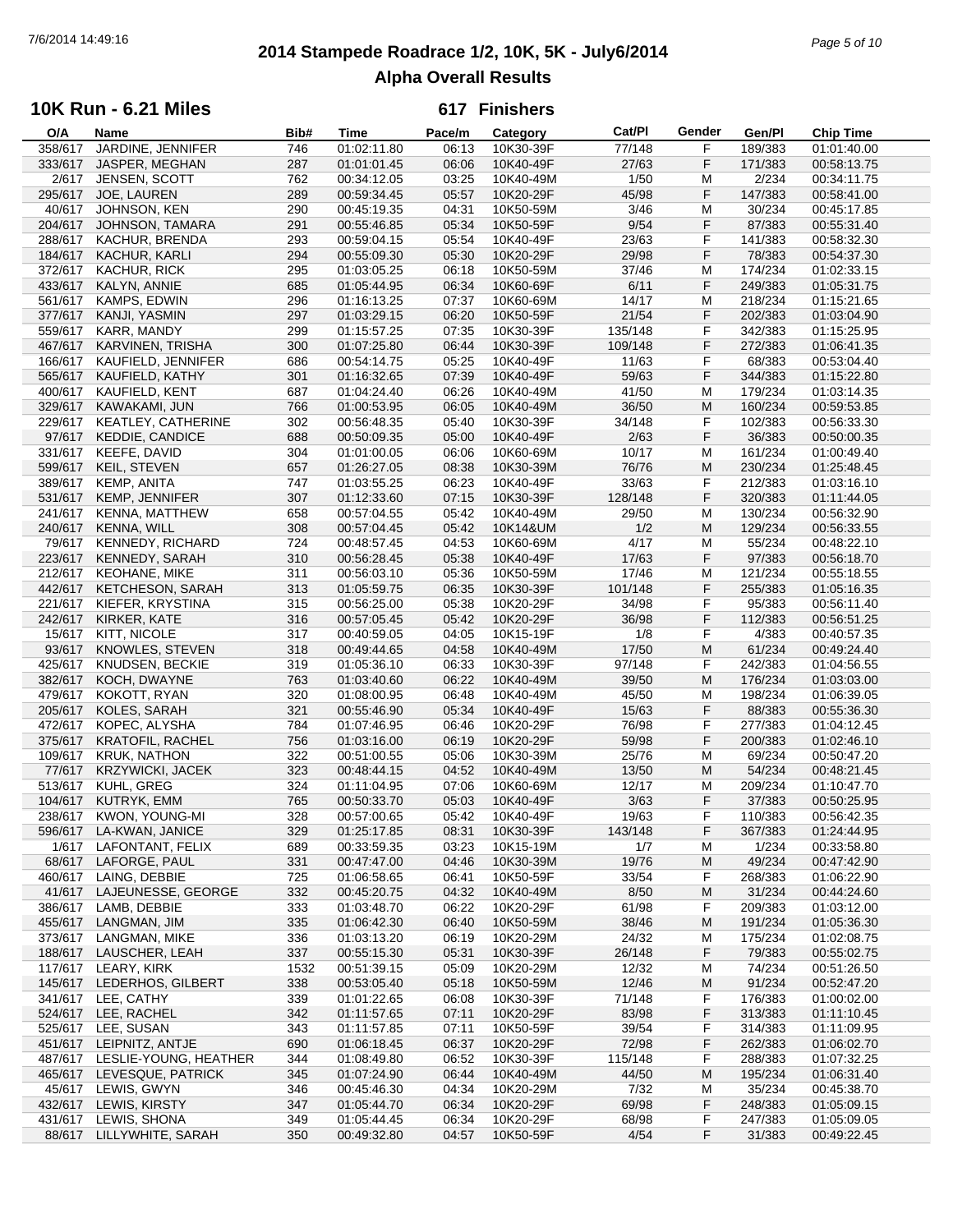# 2014 Stampede Roadrace 1/2, 10K, 5K - July6/2014

## Alpha Overall Results

### 10K Run - 6.21 Miles

**617 Finishers**

| O/A | Name | Bib# | Time | Pace/m | Category | Cat/Pl | Gender | Gen/Pl | Chip Time |
|---|---|---|---|---|---|---|---|---|---|
| 358/617 | JARDINE, JENNIFER | 746 | 01:02:11.80 | 06:13 | 10K30-39F | 77/148 | F | 189/383 | 01:01:40.00 |
| 333/617 | JASPER, MEGHAN | 287 | 01:01:01.45 | 06:06 | 10K40-49F | 27/63 | F | 171/383 | 00:58:13.75 |
| 2/617 | JENSEN, SCOTT | 762 | 00:34:12.05 | 03:25 | 10K40-49M | 1/50 | M | 2/234 | 00:34:11.75 |
| 295/617 | JOE, LAUREN | 289 | 00:59:34.45 | 05:57 | 10K20-29F | 45/98 | F | 147/383 | 00:58:41.00 |
| 40/617 | JOHNSON, KEN | 290 | 00:45:19.35 | 04:31 | 10K50-59M | 3/46 | M | 30/234 | 00:45:17.85 |
| 204/617 | JOHNSON, TAMARA | 291 | 00:55:46.85 | 05:34 | 10K50-59F | 9/54 | F | 87/383 | 00:55:31.40 |
| 288/617 | KACHUR, BRENDA | 293 | 00:59:04.15 | 05:54 | 10K40-49F | 23/63 | F | 141/383 | 00:58:32.30 |
| 184/617 | KACHUR, KARLI | 294 | 00:55:09.30 | 05:30 | 10K20-29F | 29/98 | F | 78/383 | 00:54:37.30 |
| 372/617 | KACHUR, RICK | 295 | 01:03:05.25 | 06:18 | 10K50-59M | 37/46 | M | 174/234 | 01:02:33.15 |
| 433/617 | KALYN, ANNIE | 685 | 01:05:44.95 | 06:34 | 10K60-69F | 6/11 | F | 249/383 | 01:05:31.75 |
| 561/617 | KAMPS, EDWIN | 296 | 01:16:13.25 | 07:37 | 10K60-69M | 14/17 | M | 218/234 | 01:15:21.65 |
| 377/617 | KANJI, YASMIN | 297 | 01:03:29.15 | 06:20 | 10K50-59F | 21/54 | F | 202/383 | 01:03:04.90 |
| 559/617 | KARR, MANDY | 299 | 01:15:57.25 | 07:35 | 10K30-39F | 135/148 | F | 342/383 | 01:15:25.95 |
| 467/617 | KARVINEN, TRISHA | 300 | 01:07:25.80 | 06:44 | 10K30-39F | 109/148 | F | 272/383 | 01:06:41.35 |
| 166/617 | KAUFIELD, JENNIFER | 686 | 00:54:14.75 | 05:25 | 10K40-49F | 11/63 | F | 68/383 | 00:53:04.40 |
| 565/617 | KAUFIELD, KATHY | 301 | 01:16:32.65 | 07:39 | 10K40-49F | 59/63 | F | 344/383 | 01:15:22.80 |
| 400/617 | KAUFIELD, KENT | 687 | 01:04:24.40 | 06:26 | 10K40-49M | 41/50 | M | 179/234 | 01:03:14.35 |
| 329/617 | KAWAKAMI, JUN | 766 | 01:00:53.95 | 06:05 | 10K40-49M | 36/50 | M | 160/234 | 00:59:53.85 |
| 229/617 | KEATLEY, CATHERINE | 302 | 00:56:48.35 | 05:40 | 10K30-39F | 34/148 | F | 102/383 | 00:56:33.30 |
| 97/617 | KEDDIE, CANDICE | 688 | 00:50:09.35 | 05:00 | 10K40-49F | 2/63 | F | 36/383 | 00:50:00.35 |
| 331/617 | KEEFE, DAVID | 304 | 01:01:00.05 | 06:06 | 10K60-69M | 10/17 | M | 161/234 | 01:00:49.40 |
| 599/617 | KEIL, STEVEN | 657 | 01:26:27.05 | 08:38 | 10K30-39M | 76/76 | M | 230/234 | 01:25:48.45 |
| 389/617 | KEMP, ANITA | 747 | 01:03:55.25 | 06:23 | 10K40-49F | 33/63 | F | 212/383 | 01:03:16.10 |
| 531/617 | KEMP, JENNIFER | 307 | 01:12:33.60 | 07:15 | 10K30-39F | 128/148 | F | 320/383 | 01:11:44.05 |
| 241/617 | KENNA, MATTHEW | 658 | 00:57:04.55 | 05:42 | 10K40-49M | 29/50 | M | 130/234 | 00:56:32.90 |
| 240/617 | KENNA, WILL | 308 | 00:57:04.45 | 05:42 | 10K14&UM | 1/2 | M | 129/234 | 00:56:33.55 |
| 79/617 | KENNEDY, RICHARD | 724 | 00:48:57.45 | 04:53 | 10K60-69M | 4/17 | M | 55/234 | 00:48:22.10 |
| 223/617 | KENNEDY, SARAH | 310 | 00:56:28.45 | 05:38 | 10K40-49F | 17/63 | F | 97/383 | 00:56:18.70 |
| 212/617 | KEOHANE, MIKE | 311 | 00:56:03.10 | 05:36 | 10K50-59M | 17/46 | M | 121/234 | 00:55:18.55 |
| 442/617 | KETCHESON, SARAH | 313 | 01:05:59.75 | 06:35 | 10K30-39F | 101/148 | F | 255/383 | 01:05:16.35 |
| 221/617 | KIEFER, KRYSTINA | 315 | 00:56:25.00 | 05:38 | 10K20-29F | 34/98 | F | 95/383 | 00:56:11.40 |
| 242/617 | KIRKER, KATE | 316 | 00:57:05.45 | 05:42 | 10K20-29F | 36/98 | F | 112/383 | 00:56:51.25 |
| 15/617 | KITT, NICOLE | 317 | 00:40:59.05 | 04:05 | 10K15-19F | 1/8 | F | 4/383 | 00:40:57.35 |
| 93/617 | KNOWLES, STEVEN | 318 | 00:49:44.65 | 04:58 | 10K40-49M | 17/50 | M | 61/234 | 00:49:24.40 |
| 425/617 | KNUDSEN, BECKIE | 319 | 01:05:36.10 | 06:33 | 10K30-39F | 97/148 | F | 242/383 | 01:04:56.55 |
| 382/617 | KOCH, DWAYNE | 763 | 01:03:40.60 | 06:22 | 10K40-49M | 39/50 | M | 176/234 | 01:03:03.00 |
| 479/617 | KOKOTT, RYAN | 320 | 01:08:00.95 | 06:48 | 10K40-49M | 45/50 | M | 198/234 | 01:06:39.05 |
| 205/617 | KOLES, SARAH | 321 | 00:55:46.90 | 05:34 | 10K40-49F | 15/63 | F | 88/383 | 00:55:36.30 |
| 472/617 | KOPEC, ALYSHA | 784 | 01:07:46.95 | 06:46 | 10K20-29F | 76/98 | F | 277/383 | 01:04:12.45 |
| 375/617 | KRATOFIL, RACHEL | 756 | 01:03:16.00 | 06:19 | 10K20-29F | 59/98 | F | 200/383 | 01:02:46.10 |
| 109/617 | KRUK, NATHON | 322 | 00:51:00.55 | 05:06 | 10K30-39M | 25/76 | M | 69/234 | 00:50:47.20 |
| 77/617 | KRZYWICKI, JACEK | 323 | 00:48:44.15 | 04:52 | 10K40-49M | 13/50 | M | 54/234 | 00:48:21.45 |
| 513/617 | KUHL, GREG | 324 | 01:11:04.95 | 07:06 | 10K60-69M | 12/17 | M | 209/234 | 01:10:47.70 |
| 104/617 | KUTRYK, EMM | 765 | 00:50:33.70 | 05:03 | 10K40-49F | 3/63 | F | 37/383 | 00:50:25.95 |
| 238/617 | KWON, YOUNG-MI | 328 | 00:57:00.65 | 05:42 | 10K40-49F | 19/63 | F | 110/383 | 00:56:42.35 |
| 596/617 | LA-KWAN, JANICE | 329 | 01:25:17.85 | 08:31 | 10K30-39F | 143/148 | F | 367/383 | 01:24:44.95 |
| 1/617 | LAFONTANT, FELIX | 689 | 00:33:59.35 | 03:23 | 10K15-19M | 1/7 | M | 1/234 | 00:33:58.80 |
| 68/617 | LAFORGE, PAUL | 331 | 00:47:47.00 | 04:46 | 10K30-39M | 19/76 | M | 49/234 | 00:47:42.90 |
| 460/617 | LAING, DEBBIE | 725 | 01:06:58.65 | 06:41 | 10K50-59F | 33/54 | F | 268/383 | 01:06:22.90 |
| 41/617 | LAJEUNESSE, GEORGE | 332 | 00:45:20.75 | 04:32 | 10K40-49M | 8/50 | M | 31/234 | 00:44:24.60 |
| 386/617 | LAMB, DEBBIE | 333 | 01:03:48.70 | 06:22 | 10K20-29F | 61/98 | F | 209/383 | 01:03:12.00 |
| 455/617 | LANGMAN, JIM | 335 | 01:06:42.30 | 06:40 | 10K50-59M | 38/46 | M | 191/234 | 01:05:36.30 |
| 373/617 | LANGMAN, MIKE | 336 | 01:03:13.20 | 06:19 | 10K20-29M | 24/32 | M | 175/234 | 01:02:08.75 |
| 188/617 | LAUSCHER, LEAH | 337 | 00:55:15.30 | 05:31 | 10K30-39F | 26/148 | F | 79/383 | 00:55:02.75 |
| 117/617 | LEARY, KIRK | 1532 | 00:51:39.15 | 05:09 | 10K20-29M | 12/32 | M | 74/234 | 00:51:26.50 |
| 145/617 | LEDERHOS, GILBERT | 338 | 00:53:05.40 | 05:18 | 10K50-59M | 12/46 | M | 91/234 | 00:52:47.20 |
| 341/617 | LEE, CATHY | 339 | 01:01:22.65 | 06:08 | 10K30-39F | 71/148 | F | 176/383 | 01:00:02.00 |
| 524/617 | LEE, RACHEL | 342 | 01:11:57.65 | 07:11 | 10K20-29F | 83/98 | F | 313/383 | 01:11:10.45 |
| 525/617 | LEE, SUSAN | 343 | 01:11:57.85 | 07:11 | 10K50-59F | 39/54 | F | 314/383 | 01:11:09.95 |
| 451/617 | LEIPNITZ, ANTJE | 690 | 01:06:18.45 | 06:37 | 10K20-29F | 72/98 | F | 262/383 | 01:06:02.70 |
| 487/617 | LESLIE-YOUNG, HEATHER | 344 | 01:08:49.80 | 06:52 | 10K30-39F | 115/148 | F | 288/383 | 01:07:32.25 |
| 465/617 | LEVESQUE, PATRICK | 345 | 01:07:24.90 | 06:44 | 10K40-49M | 44/50 | M | 195/234 | 01:06:31.40 |
| 45/617 | LEWIS, GWYN | 346 | 00:45:46.30 | 04:34 | 10K20-29M | 7/32 | M | 35/234 | 00:45:38.70 |
| 432/617 | LEWIS, KIRSTY | 347 | 01:05:44.70 | 06:34 | 10K20-29F | 69/98 | F | 248/383 | 01:05:09.15 |
| 431/617 | LEWIS, SHONA | 349 | 01:05:44.45 | 06:34 | 10K20-29F | 68/98 | F | 247/383 | 01:05:09.05 |
| 88/617 | LILLYWHITE, SARAH | 350 | 00:49:32.80 | 04:57 | 10K50-59F | 4/54 | F | 31/383 | 00:49:22.45 |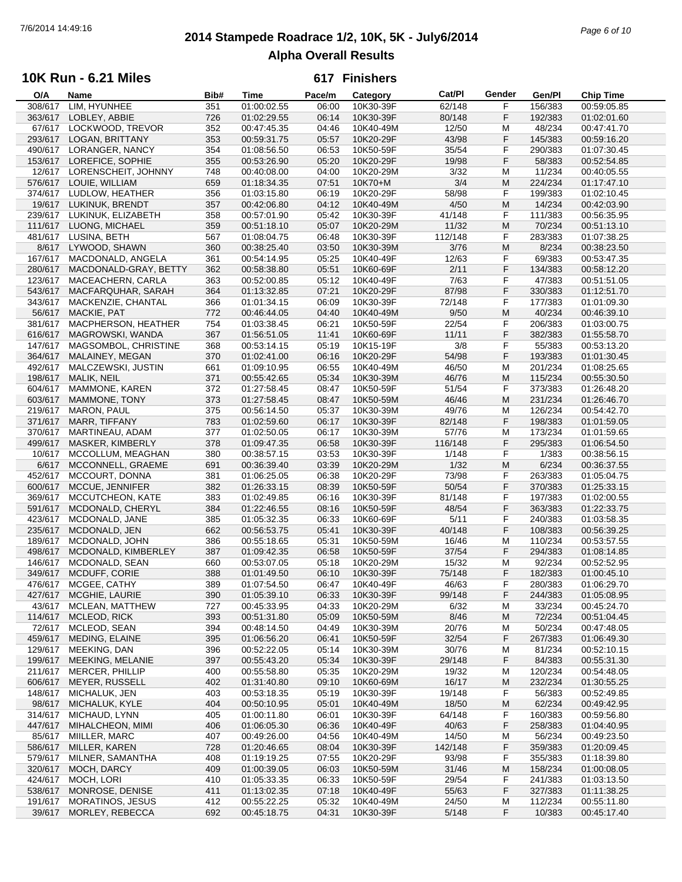# 2014 Stampede Roadrace 1/2, 10K, 5K - July6/2014

## Alpha Overall Results

### 10K Run - 6.21 Miles — 617 Finishers

| O/A | Name | Bib# | Time | Pace/m | Category | Cat/Pl | Gender | Gen/Pl | Chip Time |
|---|---|---|---|---|---|---|---|---|---|
| 308/617 | LIM, HYUNHEE | 351 | 01:00:02.55 | 06:00 | 10K30-39F | 62/148 | F | 156/383 | 00:59:05.85 |
| 363/617 | LOBLEY, ABBIE | 726 | 01:02:29.55 | 06:14 | 10K30-39F | 80/148 | F | 192/383 | 01:02:01.60 |
| 67/617 | LOCKWOOD, TREVOR | 352 | 00:47:45.35 | 04:46 | 10K40-49M | 12/50 | M | 48/234 | 00:47:41.70 |
| 293/617 | LOGAN, BRITTANY | 353 | 00:59:31.75 | 05:57 | 10K20-29F | 43/98 | F | 145/383 | 00:59:16.20 |
| 490/617 | LORANGER, NANCY | 354 | 01:08:56.50 | 06:53 | 10K50-59F | 35/54 | F | 290/383 | 01:07:30.45 |
| 153/617 | LOREFICE, SOPHIE | 355 | 00:53:26.90 | 05:20 | 10K20-29F | 19/98 | F | 58/383 | 00:52:54.85 |
| 12/617 | LORENSCHEIT, JOHNNY | 748 | 00:40:08.00 | 04:00 | 10K20-29M | 3/32 | M | 11/234 | 00:40:05.55 |
| 576/617 | LOUIE, WILLIAM | 659 | 01:18:34.35 | 07:51 | 10K70+M | 3/4 | M | 224/234 | 01:17:47.10 |
| 374/617 | LUDLOW, HEATHER | 356 | 01:03:15.80 | 06:19 | 10K20-29F | 58/98 | F | 199/383 | 01:02:10.45 |
| 19/617 | LUKINUK, BRENDT | 357 | 00:42:06.80 | 04:12 | 10K40-49M | 4/50 | M | 14/234 | 00:42:03.90 |
| 239/617 | LUKINUK, ELIZABETH | 358 | 00:57:01.90 | 05:42 | 10K30-39F | 41/148 | F | 111/383 | 00:56:35.95 |
| 111/617 | LUONG, MICHAEL | 359 | 00:51:18.10 | 05:07 | 10K20-29M | 11/32 | M | 70/234 | 00:51:13.10 |
| 481/617 | LUSINA, BETH | 567 | 01:08:04.75 | 06:48 | 10K30-39F | 112/148 | F | 283/383 | 01:07:38.25 |
| 8/617 | LYWOOD, SHAWN | 360 | 00:38:25.40 | 03:50 | 10K30-39M | 3/76 | M | 8/234 | 00:38:23.50 |
| 167/617 | MACDONALD, ANGELA | 361 | 00:54:14.95 | 05:25 | 10K40-49F | 12/63 | F | 69/383 | 00:53:47.35 |
| 280/617 | MACDONALD-GRAY, BETTY | 362 | 00:58:38.80 | 05:51 | 10K60-69F | 2/11 | F | 134/383 | 00:58:12.20 |
| 123/617 | MACEACHERN, CARLA | 363 | 00:52:00.85 | 05:12 | 10K40-49F | 7/63 | F | 47/383 | 00:51:51.05 |
| 543/617 | MACFARQUHAR, SARAH | 364 | 01:13:32.85 | 07:21 | 10K20-29F | 87/98 | F | 330/383 | 01:12:51.70 |
| 343/617 | MACKENZIE, CHANTAL | 366 | 01:01:34.15 | 06:09 | 10K30-39F | 72/148 | F | 177/383 | 01:01:09.30 |
| 56/617 | MACKIE, PAT | 772 | 00:46:44.05 | 04:40 | 10K40-49M | 9/50 | M | 40/234 | 00:46:39.10 |
| 381/617 | MACPHERSON, HEATHER | 754 | 01:03:38.45 | 06:21 | 10K50-59F | 22/54 | F | 206/383 | 01:03:00.75 |
| 616/617 | MAGROWSKI, WANDA | 367 | 01:56:51.05 | 11:41 | 10K60-69F | 11/11 | F | 382/383 | 01:55:58.70 |
| 147/617 | MAGSOMBOL, CHRISTINE | 368 | 00:53:14.15 | 05:19 | 10K15-19F | 3/8 | F | 55/383 | 00:53:13.20 |
| 364/617 | MALAINEY, MEGAN | 370 | 01:02:41.00 | 06:16 | 10K20-29F | 54/98 | F | 193/383 | 01:01:30.45 |
| 492/617 | MALCZEWSKI, JUSTIN | 661 | 01:09:10.95 | 06:55 | 10K40-49M | 46/50 | M | 201/234 | 01:08:25.65 |
| 198/617 | MALIK, NEIL | 371 | 00:55:42.65 | 05:34 | 10K30-39M | 46/76 | M | 115/234 | 00:55:30.50 |
| 604/617 | MAMMONE, KAREN | 372 | 01:27:58.45 | 08:47 | 10K50-59F | 51/54 | F | 373/383 | 01:26:48.20 |
| 603/617 | MAMMONE, TONY | 373 | 01:27:58.45 | 08:47 | 10K50-59M | 46/46 | M | 231/234 | 01:26:46.70 |
| 219/617 | MARON, PAUL | 375 | 00:56:14.50 | 05:37 | 10K30-39M | 49/76 | M | 126/234 | 00:54:42.70 |
| 371/617 | MARR, TIFFANY | 783 | 01:02:59.60 | 06:17 | 10K30-39F | 82/148 | F | 198/383 | 01:01:59.05 |
| 370/617 | MARTINEAU, ADAM | 377 | 01:02:50.05 | 06:17 | 10K30-39M | 57/76 | M | 173/234 | 01:01:59.65 |
| 499/617 | MASKER, KIMBERLY | 378 | 01:09:47.35 | 06:58 | 10K30-39F | 116/148 | F | 295/383 | 01:06:54.50 |
| 10/617 | MCCOLLUM, MEAGHAN | 380 | 00:38:57.15 | 03:53 | 10K30-39F | 1/148 | F | 1/383 | 00:38:56.15 |
| 6/617 | MCCONNELL, GRAEME | 691 | 00:36:39.40 | 03:39 | 10K20-29M | 1/32 | M | 6/234 | 00:36:37.55 |
| 452/617 | MCCOURT, DONNA | 381 | 01:06:25.05 | 06:38 | 10K20-29F | 73/98 | F | 263/383 | 01:05:04.75 |
| 600/617 | MCCUE, JENNIFER | 382 | 01:26:33.15 | 08:39 | 10K50-59F | 50/54 | F | 370/383 | 01:25:33.15 |
| 369/617 | MCCUTCHEON, KATE | 383 | 01:02:49.85 | 06:16 | 10K30-39F | 81/148 | F | 197/383 | 01:02:00.55 |
| 591/617 | MCDONALD, CHERYL | 384 | 01:22:46.55 | 08:16 | 10K50-59F | 48/54 | F | 363/383 | 01:22:33.75 |
| 423/617 | MCDONALD, JANE | 385 | 01:05:32.35 | 06:33 | 10K60-69F | 5/11 | F | 240/383 | 01:03:58.35 |
| 235/617 | MCDONALD, JEN | 662 | 00:56:53.75 | 05:41 | 10K30-39F | 40/148 | F | 108/383 | 00:56:39.25 |
| 189/617 | MCDONALD, JOHN | 386 | 00:55:18.65 | 05:31 | 10K50-59M | 16/46 | M | 110/234 | 00:53:57.55 |
| 498/617 | MCDONALD, KIMBERLEY | 387 | 01:09:42.35 | 06:58 | 10K50-59F | 37/54 | F | 294/383 | 01:08:14.85 |
| 146/617 | MCDONALD, SEAN | 660 | 00:53:07.05 | 05:18 | 10K20-29M | 15/32 | M | 92/234 | 00:52:52.95 |
| 349/617 | MCDUFF, CORIE | 388 | 01:01:49.50 | 06:10 | 10K30-39F | 75/148 | F | 182/383 | 01:00:45.10 |
| 476/617 | MCGEE, CATHY | 389 | 01:07:54.50 | 06:47 | 10K40-49F | 46/63 | F | 280/383 | 01:06:29.70 |
| 427/617 | MCGHIE, LAURIE | 390 | 01:05:39.10 | 06:33 | 10K30-39F | 99/148 | F | 244/383 | 01:05:08.95 |
| 43/617 | MCLEAN, MATTHEW | 727 | 00:45:33.95 | 04:33 | 10K20-29M | 6/32 | M | 33/234 | 00:45:24.70 |
| 114/617 | MCLEOD, RICK | 393 | 00:51:31.80 | 05:09 | 10K50-59M | 8/46 | M | 72/234 | 00:51:04.45 |
| 72/617 | MCLEOD, SEAN | 394 | 00:48:14.50 | 04:49 | 10K30-39M | 20/76 | M | 50/234 | 00:47:48.05 |
| 459/617 | MEDING, ELAINE | 395 | 01:06:56.20 | 06:41 | 10K50-59F | 32/54 | F | 267/383 | 01:06:49.30 |
| 129/617 | MEEKING, DAN | 396 | 00:52:22.05 | 05:14 | 10K30-39M | 30/76 | M | 81/234 | 00:52:10.15 |
| 199/617 | MEEKING, MELANIE | 397 | 00:55:43.20 | 05:34 | 10K30-39F | 29/148 | F | 84/383 | 00:55:31.30 |
| 211/617 | MERCER, PHILLIP | 400 | 00:55:58.80 | 05:35 | 10K20-29M | 19/32 | M | 120/234 | 00:54:48.05 |
| 606/617 | MEYER, RUSSELL | 402 | 01:31:40.80 | 09:10 | 10K60-69M | 16/17 | M | 232/234 | 01:30:55.25 |
| 148/617 | MICHALUK, JEN | 403 | 00:53:18.35 | 05:19 | 10K30-39F | 19/148 | F | 56/383 | 00:52:49.85 |
| 98/617 | MICHALUK, KYLE | 404 | 00:50:10.95 | 05:01 | 10K40-49M | 18/50 | M | 62/234 | 00:49:42.95 |
| 314/617 | MICHAUD, LYNN | 405 | 01:00:11.80 | 06:01 | 10K30-39F | 64/148 | F | 160/383 | 00:59:56.80 |
| 447/617 | MIHALCHEON, MIMI | 406 | 01:06:05.30 | 06:36 | 10K40-49F | 40/63 | F | 258/383 | 01:04:40.95 |
| 85/617 | MIILLER, MARC | 407 | 00:49:26.00 | 04:56 | 10K40-49M | 14/50 | M | 56/234 | 00:49:23.50 |
| 586/617 | MILLER, KAREN | 728 | 01:20:46.65 | 08:04 | 10K30-39F | 142/148 | F | 359/383 | 01:20:09.45 |
| 579/617 | MILNER, SAMANTHA | 408 | 01:19:19.25 | 07:55 | 10K20-29F | 93/98 | F | 355/383 | 01:18:39.80 |
| 320/617 | MOCH, DARCY | 409 | 01:00:39.05 | 06:03 | 10K50-59M | 31/46 | M | 158/234 | 01:00:08.05 |
| 424/617 | MOCH, LORI | 410 | 01:05:33.35 | 06:33 | 10K50-59F | 29/54 | F | 241/383 | 01:03:13.50 |
| 538/617 | MONROSE, DENISE | 411 | 01:13:02.35 | 07:18 | 10K40-49F | 55/63 | F | 327/383 | 01:11:38.25 |
| 191/617 | MORATINOS, JESUS | 412 | 00:55:22.25 | 05:32 | 10K40-49M | 24/50 | M | 112/234 | 00:55:11.80 |
| 39/617 | MORLEY, REBECCA | 692 | 00:45:18.75 | 04:31 | 10K30-39F | 5/148 | F | 10/383 | 00:45:17.40 |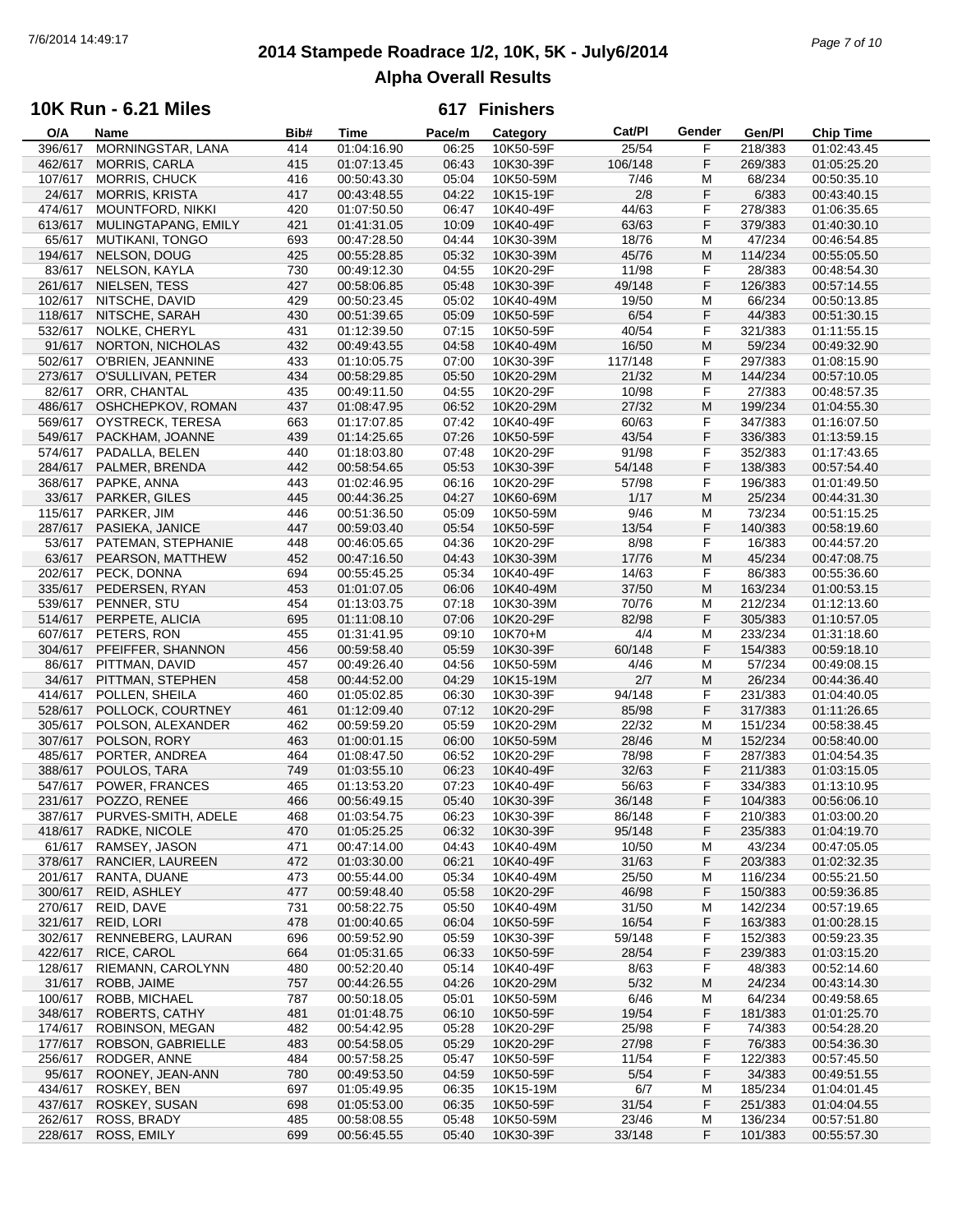# 2014 Stampede Roadrace 1/2, 10K, 5K - July6/2014

## Alpha Overall Results

### 10K Run - 6.21 Miles — 617 Finishers

| O/A | Name | Bib# | Time | Pace/m | Category | Cat/Pl | Gender | Gen/Pl | Chip Time |
|---|---|---|---|---|---|---|---|---|---|
| 396/617 | MORNINGSTAR, LANA | 414 | 01:04:16.90 | 06:25 | 10K50-59F | 25/54 | F | 218/383 | 01:02:43.45 |
| 462/617 | MORRIS, CARLA | 415 | 01:07:13.45 | 06:43 | 10K30-39F | 106/148 | F | 269/383 | 01:05:25.20 |
| 107/617 | MORRIS, CHUCK | 416 | 00:50:43.30 | 05:04 | 10K50-59M | 7/46 | M | 68/234 | 00:50:35.10 |
| 24/617 | MORRIS, KRISTA | 417 | 00:43:48.55 | 04:22 | 10K15-19F | 2/8 | F | 6/383 | 00:43:40.15 |
| 474/617 | MOUNTFORD, NIKKI | 420 | 01:07:50.50 | 06:47 | 10K40-49F | 44/63 | F | 278/383 | 01:06:35.65 |
| 613/617 | MULINGTAPANG, EMILY | 421 | 01:41:31.05 | 10:09 | 10K40-49F | 63/63 | F | 379/383 | 01:40:30.10 |
| 65/617 | MUTIKANI, TONGO | 693 | 00:47:28.50 | 04:44 | 10K30-39M | 18/76 | M | 47/234 | 00:46:54.85 |
| 194/617 | NELSON, DOUG | 425 | 00:55:28.85 | 05:32 | 10K30-39M | 45/76 | M | 114/234 | 00:55:05.50 |
| 83/617 | NELSON, KAYLA | 730 | 00:49:12.30 | 04:55 | 10K20-29F | 11/98 | F | 28/383 | 00:48:54.30 |
| 261/617 | NIELSEN, TESS | 427 | 00:58:06.85 | 05:48 | 10K30-39F | 49/148 | F | 126/383 | 00:57:14.55 |
| 102/617 | NITSCHE, DAVID | 429 | 00:50:23.45 | 05:02 | 10K40-49M | 19/50 | M | 66/234 | 00:50:13.85 |
| 118/617 | NITSCHE, SARAH | 430 | 00:51:39.65 | 05:09 | 10K50-59F | 6/54 | F | 44/383 | 00:51:30.15 |
| 532/617 | NOLKE, CHERYL | 431 | 01:12:39.50 | 07:15 | 10K50-59F | 40/54 | F | 321/383 | 01:11:55.15 |
| 91/617 | NORTON, NICHOLAS | 432 | 00:49:43.55 | 04:58 | 10K40-49M | 16/50 | M | 59/234 | 00:49:32.90 |
| 502/617 | O'BRIEN, JEANNINE | 433 | 01:10:05.75 | 07:00 | 10K30-39F | 117/148 | F | 297/383 | 01:08:15.90 |
| 273/617 | O'SULLIVAN, PETER | 434 | 00:58:29.85 | 05:50 | 10K20-29M | 21/32 | M | 144/234 | 00:57:10.05 |
| 82/617 | ORR, CHANTAL | 435 | 00:49:11.50 | 04:55 | 10K20-29F | 10/98 | F | 27/383 | 00:48:57.35 |
| 486/617 | OSHCHEPKOV, ROMAN | 437 | 01:08:47.95 | 06:52 | 10K20-29M | 27/32 | M | 199/234 | 01:04:55.30 |
| 569/617 | OYSTRECK, TERESA | 663 | 01:17:07.85 | 07:42 | 10K40-49F | 60/63 | F | 347/383 | 01:16:07.50 |
| 549/617 | PACKHAM, JOANNE | 439 | 01:14:25.65 | 07:26 | 10K50-59F | 43/54 | F | 336/383 | 01:13:59.15 |
| 574/617 | PADALLA, BELEN | 440 | 01:18:03.80 | 07:48 | 10K20-29F | 91/98 | F | 352/383 | 01:17:43.65 |
| 284/617 | PALMER, BRENDA | 442 | 00:58:54.65 | 05:53 | 10K30-39F | 54/148 | F | 138/383 | 00:57:54.40 |
| 368/617 | PAPKE, ANNA | 443 | 01:02:46.95 | 06:16 | 10K20-29F | 57/98 | F | 196/383 | 01:01:49.50 |
| 33/617 | PARKER, GILES | 445 | 00:44:36.25 | 04:27 | 10K60-69M | 1/17 | M | 25/234 | 00:44:31.30 |
| 115/617 | PARKER, JIM | 446 | 00:51:36.50 | 05:09 | 10K50-59M | 9/46 | M | 73/234 | 00:51:15.25 |
| 287/617 | PASIEKA, JANICE | 447 | 00:59:03.40 | 05:54 | 10K50-59F | 13/54 | F | 140/383 | 00:58:19.60 |
| 53/617 | PATEMAN, STEPHANIE | 448 | 00:46:05.65 | 04:36 | 10K20-29F | 8/98 | F | 16/383 | 00:44:57.20 |
| 63/617 | PEARSON, MATTHEW | 452 | 00:47:16.50 | 04:43 | 10K30-39M | 17/76 | M | 45/234 | 00:47:08.75 |
| 202/617 | PECK, DONNA | 694 | 00:55:45.25 | 05:34 | 10K40-49F | 14/63 | F | 86/383 | 00:55:36.60 |
| 335/617 | PEDERSEN, RYAN | 453 | 01:01:07.05 | 06:06 | 10K40-49M | 37/50 | M | 163/234 | 01:00:53.15 |
| 539/617 | PENNER, STU | 454 | 01:13:03.75 | 07:18 | 10K30-39M | 70/76 | M | 212/234 | 01:12:13.60 |
| 514/617 | PERPETE, ALICIA | 695 | 01:11:08.10 | 07:06 | 10K20-29F | 82/98 | F | 305/383 | 01:10:57.05 |
| 607/617 | PETERS, RON | 455 | 01:31:41.95 | 09:10 | 10K70+M | 4/4 | M | 233/234 | 01:31:18.60 |
| 304/617 | PFEIFFER, SHANNON | 456 | 00:59:58.40 | 05:59 | 10K30-39F | 60/148 | F | 154/383 | 00:59:18.10 |
| 86/617 | PITTMAN, DAVID | 457 | 00:49:26.40 | 04:56 | 10K50-59M | 4/46 | M | 57/234 | 00:49:08.15 |
| 34/617 | PITTMAN, STEPHEN | 458 | 00:44:52.00 | 04:29 | 10K15-19M | 2/7 | M | 26/234 | 00:44:36.40 |
| 414/617 | POLLEN, SHEILA | 460 | 01:05:02.85 | 06:30 | 10K30-39F | 94/148 | F | 231/383 | 01:04:40.05 |
| 528/617 | POLLOCK, COURTNEY | 461 | 01:12:09.40 | 07:12 | 10K20-29F | 85/98 | F | 317/383 | 01:11:26.65 |
| 305/617 | POLSON, ALEXANDER | 462 | 00:59:59.20 | 05:59 | 10K20-29M | 22/32 | M | 151/234 | 00:58:38.45 |
| 307/617 | POLSON, RORY | 463 | 01:00:01.15 | 06:00 | 10K50-59M | 28/46 | M | 152/234 | 00:58:40.00 |
| 485/617 | PORTER, ANDREA | 464 | 01:08:47.50 | 06:52 | 10K20-29F | 78/98 | F | 287/383 | 01:04:54.35 |
| 388/617 | POULOS, TARA | 749 | 01:03:55.10 | 06:23 | 10K40-49F | 32/63 | F | 211/383 | 01:03:15.05 |
| 547/617 | POWER, FRANCES | 465 | 01:13:53.20 | 07:23 | 10K40-49F | 56/63 | F | 334/383 | 01:13:10.95 |
| 231/617 | POZZO, RENEE | 466 | 00:56:49.15 | 05:40 | 10K30-39F | 36/148 | F | 104/383 | 00:56:06.10 |
| 387/617 | PURVES-SMITH, ADELE | 468 | 01:03:54.75 | 06:23 | 10K30-39F | 86/148 | F | 210/383 | 01:03:00.20 |
| 418/617 | RADKE, NICOLE | 470 | 01:05:25.25 | 06:32 | 10K30-39F | 95/148 | F | 235/383 | 01:04:19.70 |
| 61/617 | RAMSEY, JASON | 471 | 00:47:14.00 | 04:43 | 10K40-49M | 10/50 | M | 43/234 | 00:47:05.05 |
| 378/617 | RANCIER, LAUREEN | 472 | 01:03:30.00 | 06:21 | 10K40-49F | 31/63 | F | 203/383 | 01:02:32.35 |
| 201/617 | RANTA, DUANE | 473 | 00:55:44.00 | 05:34 | 10K40-49M | 25/50 | M | 116/234 | 00:55:21.50 |
| 300/617 | REID, ASHLEY | 477 | 00:59:48.40 | 05:58 | 10K20-29F | 46/98 | F | 150/383 | 00:59:36.85 |
| 270/617 | REID, DAVE | 731 | 00:58:22.75 | 05:50 | 10K40-49M | 31/50 | M | 142/234 | 00:57:19.65 |
| 321/617 | REID, LORI | 478 | 01:00:40.65 | 06:04 | 10K50-59F | 16/54 | F | 163/383 | 01:00:28.15 |
| 302/617 | RENNEBERG, LAURAN | 696 | 00:59:52.90 | 05:59 | 10K30-39F | 59/148 | F | 152/383 | 00:59:23.35 |
| 422/617 | RICE, CAROL | 664 | 01:05:31.65 | 06:33 | 10K50-59F | 28/54 | F | 239/383 | 01:03:15.20 |
| 128/617 | RIEMANN, CAROLYNN | 480 | 00:52:20.40 | 05:14 | 10K40-49F | 8/63 | F | 48/383 | 00:52:14.60 |
| 31/617 | ROBB, JAIME | 757 | 00:44:26.55 | 04:26 | 10K20-29M | 5/32 | M | 24/234 | 00:43:14.30 |
| 100/617 | ROBB, MICHAEL | 787 | 00:50:18.05 | 05:01 | 10K50-59M | 6/46 | M | 64/234 | 00:49:58.65 |
| 348/617 | ROBERTS, CATHY | 481 | 01:01:48.75 | 06:10 | 10K50-59F | 19/54 | F | 181/383 | 01:01:25.70 |
| 174/617 | ROBINSON, MEGAN | 482 | 00:54:42.95 | 05:28 | 10K20-29F | 25/98 | F | 74/383 | 00:54:28.20 |
| 177/617 | ROBSON, GABRIELLE | 483 | 00:54:58.05 | 05:29 | 10K20-29F | 27/98 | F | 76/383 | 00:54:36.30 |
| 256/617 | RODGER, ANNE | 484 | 00:57:58.25 | 05:47 | 10K50-59F | 11/54 | F | 122/383 | 00:57:45.50 |
| 95/617 | ROONEY, JEAN-ANN | 780 | 00:49:53.50 | 04:59 | 10K50-59F | 5/54 | F | 34/383 | 00:49:51.55 |
| 434/617 | ROSKEY, BEN | 697 | 01:05:49.95 | 06:35 | 10K15-19M | 6/7 | M | 185/234 | 01:04:01.45 |
| 437/617 | ROSKEY, SUSAN | 698 | 01:05:53.00 | 06:35 | 10K50-59F | 31/54 | F | 251/383 | 01:04:04.55 |
| 262/617 | ROSS, BRADY | 485 | 00:58:08.55 | 05:48 | 10K50-59M | 23/46 | M | 136/234 | 00:57:51.80 |
| 228/617 | ROSS, EMILY | 699 | 00:56:45.55 | 05:40 | 10K30-39F | 33/148 | F | 101/383 | 00:55:57.30 |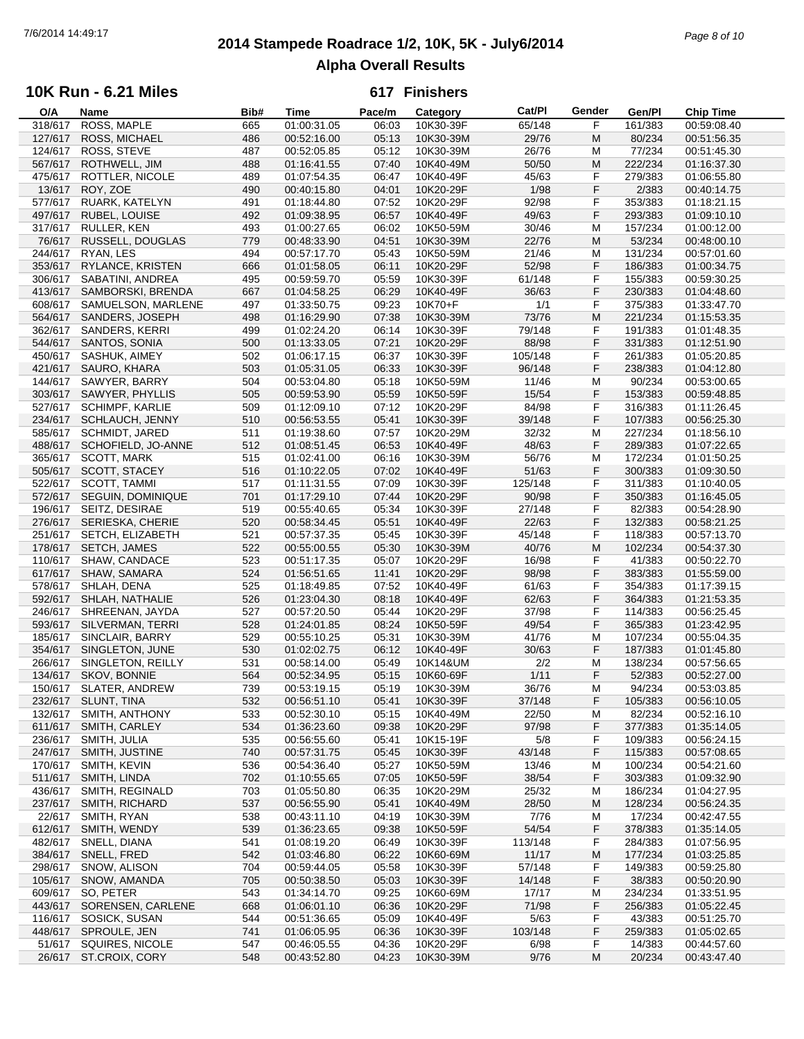# 2014 Stampede Roadrace 1/2, 10K, 5K - July6/2014

## Alpha Overall Results

### 10K Run - 6.21 Miles — 617 Finishers

| O/A | Name | Bib# | Time | Pace/m | Category | Cat/Pl | Gender | Gen/Pl | Chip Time |
|---|---|---|---|---|---|---|---|---|---|
| 318/617 | ROSS, MAPLE | 665 | 01:00:31.05 | 06:03 | 10K30-39F | 65/148 | F | 161/383 | 00:59:08.40 |
| 127/617 | ROSS, MICHAEL | 486 | 00:52:16.00 | 05:13 | 10K30-39M | 29/76 | M | 80/234 | 00:51:56.35 |
| 124/617 | ROSS, STEVE | 487 | 00:52:05.85 | 05:12 | 10K30-39M | 26/76 | M | 77/234 | 00:51:45.30 |
| 567/617 | ROTHWELL, JIM | 488 | 01:16:41.55 | 07:40 | 10K40-49M | 50/50 | M | 222/234 | 01:16:37.30 |
| 475/617 | ROTTLER, NICOLE | 489 | 01:07:54.35 | 06:47 | 10K40-49F | 45/63 | F | 279/383 | 01:06:55.80 |
| 13/617 | ROY, ZOE | 490 | 00:40:15.80 | 04:01 | 10K20-29F | 1/98 | F | 2/383 | 00:40:14.75 |
| 577/617 | RUARK, KATELYN | 491 | 01:18:44.80 | 07:52 | 10K20-29F | 92/98 | F | 353/383 | 01:18:21.15 |
| 497/617 | RUBEL, LOUISE | 492 | 01:09:38.95 | 06:57 | 10K40-49F | 49/63 | F | 293/383 | 01:09:10.10 |
| 317/617 | RULLER, KEN | 493 | 01:00:27.65 | 06:02 | 10K50-59M | 30/46 | M | 157/234 | 01:00:12.00 |
| 76/617 | RUSSELL, DOUGLAS | 779 | 00:48:33.90 | 04:51 | 10K30-39M | 22/76 | M | 53/234 | 00:48:00.10 |
| 244/617 | RYAN, LES | 494 | 00:57:17.70 | 05:43 | 10K50-59M | 21/46 | M | 131/234 | 00:57:01.60 |
| 353/617 | RYLANCE, KRISTEN | 666 | 01:01:58.05 | 06:11 | 10K20-29F | 52/98 | F | 186/383 | 01:00:34.75 |
| 306/617 | SABATINI, ANDREA | 495 | 00:59:59.70 | 05:59 | 10K30-39F | 61/148 | F | 155/383 | 00:59:30.25 |
| 413/617 | SAMBORSKI, BRENDA | 667 | 01:04:58.25 | 06:29 | 10K40-49F | 36/63 | F | 230/383 | 01:04:48.60 |
| 608/617 | SAMUELSON, MARLENE | 497 | 01:33:50.75 | 09:23 | 10K70+F | 1/1 | F | 375/383 | 01:33:47.70 |
| 564/617 | SANDERS, JOSEPH | 498 | 01:16:29.90 | 07:38 | 10K30-39M | 73/76 | M | 221/234 | 01:15:53.35 |
| 362/617 | SANDERS, KERRI | 499 | 01:02:24.20 | 06:14 | 10K30-39F | 79/148 | F | 191/383 | 01:01:48.35 |
| 544/617 | SANTOS, SONIA | 500 | 01:13:33.05 | 07:21 | 10K20-29F | 88/98 | F | 331/383 | 01:12:51.90 |
| 450/617 | SASHUK, AIMEY | 502 | 01:06:17.15 | 06:37 | 10K30-39F | 105/148 | F | 261/383 | 01:05:20.85 |
| 421/617 | SAURO, KHARA | 503 | 01:05:31.05 | 06:33 | 10K30-39F | 96/148 | F | 238/383 | 01:04:12.80 |
| 144/617 | SAWYER, BARRY | 504 | 00:53:04.80 | 05:18 | 10K50-59M | 11/46 | M | 90/234 | 00:53:00.65 |
| 303/617 | SAWYER, PHYLLIS | 505 | 00:59:53.90 | 05:59 | 10K50-59F | 15/54 | F | 153/383 | 00:59:48.85 |
| 527/617 | SCHIMPF, KARLIE | 509 | 01:12:09.10 | 07:12 | 10K20-29F | 84/98 | F | 316/383 | 01:11:26.45 |
| 234/617 | SCHLAUCH, JENNY | 510 | 00:56:53.55 | 05:41 | 10K30-39F | 39/148 | F | 107/383 | 00:56:25.30 |
| 585/617 | SCHMIDT, JARED | 511 | 01:19:38.60 | 07:57 | 10K20-29M | 32/32 | M | 227/234 | 01:18:56.10 |
| 488/617 | SCHOFIELD, JO-ANNE | 512 | 01:08:51.45 | 06:53 | 10K40-49F | 48/63 | F | 289/383 | 01:07:22.65 |
| 365/617 | SCOTT, MARK | 515 | 01:02:41.00 | 06:16 | 10K30-39M | 56/76 | M | 172/234 | 01:01:50.25 |
| 505/617 | SCOTT, STACEY | 516 | 01:10:22.05 | 07:02 | 10K40-49F | 51/63 | F | 300/383 | 01:09:30.50 |
| 522/617 | SCOTT, TAMMI | 517 | 01:11:31.55 | 07:09 | 10K30-39F | 125/148 | F | 311/383 | 01:10:40.05 |
| 572/617 | SEGUIN, DOMINIQUE | 701 | 01:17:29.10 | 07:44 | 10K20-29F | 90/98 | F | 350/383 | 01:16:45.05 |
| 196/617 | SEITZ, DESIRAE | 519 | 00:55:40.65 | 05:34 | 10K30-39F | 27/148 | F | 82/383 | 00:54:28.90 |
| 276/617 | SERIESKA, CHERIE | 520 | 00:58:34.45 | 05:51 | 10K40-49F | 22/63 | F | 132/383 | 00:58:21.25 |
| 251/617 | SETCH, ELIZABETH | 521 | 00:57:37.35 | 05:45 | 10K30-39F | 45/148 | F | 118/383 | 00:57:13.70 |
| 178/617 | SETCH, JAMES | 522 | 00:55:00.55 | 05:30 | 10K30-39M | 40/76 | M | 102/234 | 00:54:37.30 |
| 110/617 | SHAW, CANDACE | 523 | 00:51:17.35 | 05:07 | 10K20-29F | 16/98 | F | 41/383 | 00:50:22.70 |
| 617/617 | SHAW, SAMARA | 524 | 01:56:51.65 | 11:41 | 10K20-29F | 98/98 | F | 383/383 | 01:55:59.00 |
| 578/617 | SHLAH, DENA | 525 | 01:18:49.85 | 07:52 | 10K40-49F | 61/63 | F | 354/383 | 01:17:39.15 |
| 592/617 | SHLAH, NATHALIE | 526 | 01:23:04.30 | 08:18 | 10K40-49F | 62/63 | F | 364/383 | 01:21:53.35 |
| 246/617 | SHREENAN, JAYDA | 527 | 00:57:20.50 | 05:44 | 10K20-29F | 37/98 | F | 114/383 | 00:56:25.45 |
| 593/617 | SILVERMAN, TERRI | 528 | 01:24:01.85 | 08:24 | 10K50-59F | 49/54 | F | 365/383 | 01:23:42.95 |
| 185/617 | SINCLAIR, BARRY | 529 | 00:55:10.25 | 05:31 | 10K30-39M | 41/76 | M | 107/234 | 00:55:04.35 |
| 354/617 | SINGLETON, JUNE | 530 | 01:02:02.75 | 06:12 | 10K40-49F | 30/63 | F | 187/383 | 01:01:45.80 |
| 266/617 | SINGLETON, REILLY | 531 | 00:58:14.00 | 05:49 | 10K14&UM | 2/2 | M | 138/234 | 00:57:56.65 |
| 134/617 | SKOV, BONNIE | 564 | 00:52:34.95 | 05:15 | 10K60-69F | 1/11 | F | 52/383 | 00:52:27.00 |
| 150/617 | SLATER, ANDREW | 739 | 00:53:19.15 | 05:19 | 10K30-39M | 36/76 | M | 94/234 | 00:53:03.85 |
| 232/617 | SLUNT, TINA | 532 | 00:56:51.10 | 05:41 | 10K30-39F | 37/148 | F | 105/383 | 00:56:10.05 |
| 132/617 | SMITH, ANTHONY | 533 | 00:52:30.10 | 05:15 | 10K40-49M | 22/50 | M | 82/234 | 00:52:16.10 |
| 611/617 | SMITH, CARLEY | 534 | 01:36:23.60 | 09:38 | 10K20-29F | 97/98 | F | 377/383 | 01:35:14.05 |
| 236/617 | SMITH, JULIA | 535 | 00:56:55.60 | 05:41 | 10K15-19F | 5/8 | F | 109/383 | 00:56:24.15 |
| 247/617 | SMITH, JUSTINE | 740 | 00:57:31.75 | 05:45 | 10K30-39F | 43/148 | F | 115/383 | 00:57:08.65 |
| 170/617 | SMITH, KEVIN | 536 | 00:54:36.40 | 05:27 | 10K50-59M | 13/46 | M | 100/234 | 00:54:21.60 |
| 511/617 | SMITH, LINDA | 702 | 01:10:55.65 | 07:05 | 10K50-59F | 38/54 | F | 303/383 | 01:09:32.90 |
| 436/617 | SMITH, REGINALD | 703 | 01:05:50.80 | 06:35 | 10K20-29M | 25/32 | M | 186/234 | 01:04:27.95 |
| 237/617 | SMITH, RICHARD | 537 | 00:56:55.90 | 05:41 | 10K40-49M | 28/50 | M | 128/234 | 00:56:24.35 |
| 22/617 | SMITH, RYAN | 538 | 00:43:11.10 | 04:19 | 10K30-39M | 7/76 | M | 17/234 | 00:42:47.55 |
| 612/617 | SMITH, WENDY | 539 | 01:36:23.65 | 09:38 | 10K50-59F | 54/54 | F | 378/383 | 01:35:14.05 |
| 482/617 | SNELL, DIANA | 541 | 01:08:19.20 | 06:49 | 10K30-39F | 113/148 | F | 284/383 | 01:07:56.95 |
| 384/617 | SNELL, FRED | 542 | 01:03:46.80 | 06:22 | 10K60-69M | 11/17 | M | 177/234 | 01:03:25.85 |
| 298/617 | SNOW, ALISON | 704 | 00:59:44.05 | 05:58 | 10K30-39F | 57/148 | F | 149/383 | 00:59:25.80 |
| 105/617 | SNOW, AMANDA | 705 | 00:50:38.50 | 05:03 | 10K30-39F | 14/148 | F | 38/383 | 00:50:20.90 |
| 609/617 | SO, PETER | 543 | 01:34:14.70 | 09:25 | 10K60-69M | 17/17 | M | 234/234 | 01:33:51.95 |
| 443/617 | SORENSEN, CARLENE | 668 | 01:06:01.10 | 06:36 | 10K20-29F | 71/98 | F | 256/383 | 01:05:22.45 |
| 116/617 | SOSICK, SUSAN | 544 | 00:51:36.65 | 05:09 | 10K40-49F | 5/63 | F | 43/383 | 00:51:25.70 |
| 448/617 | SPROULE, JEN | 741 | 01:06:05.95 | 06:36 | 10K30-39F | 103/148 | F | 259/383 | 01:05:02.65 |
| 51/617 | SQUIRES, NICOLE | 547 | 00:46:05.55 | 04:36 | 10K20-29F | 6/98 | F | 14/383 | 00:44:57.60 |
| 26/617 | ST.CROIX, CORY | 548 | 00:43:52.80 | 04:23 | 10K30-39M | 9/76 | M | 20/234 | 00:43:47.40 |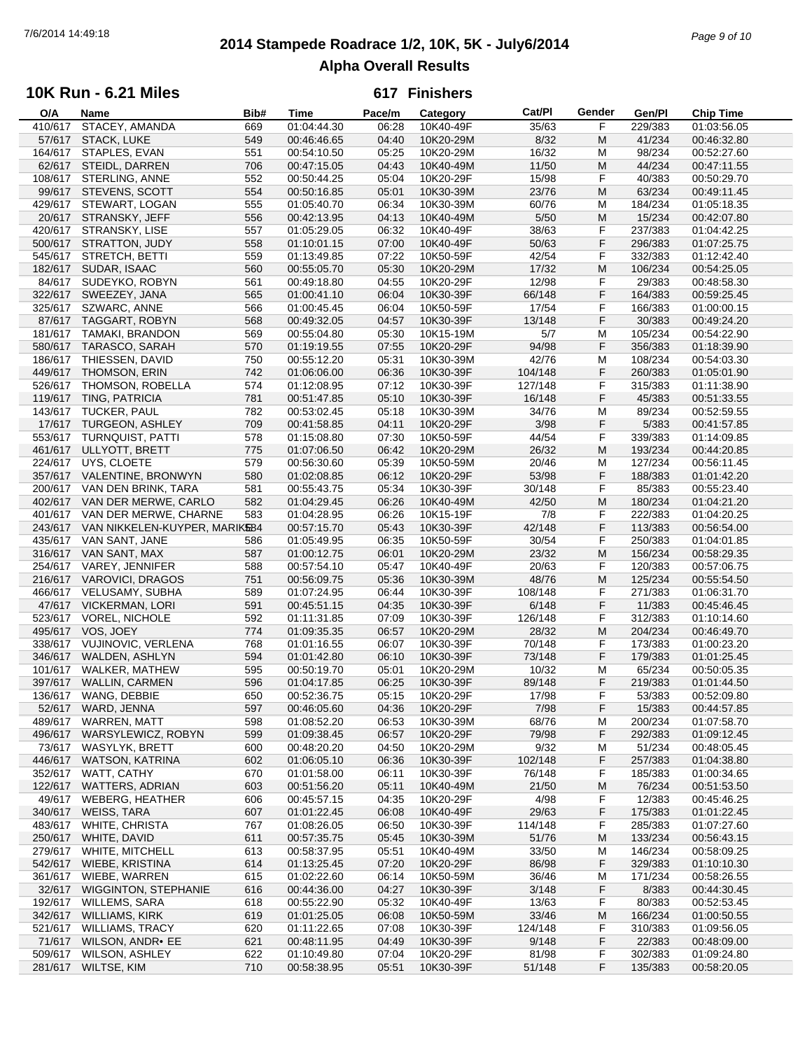# 2014 Stampede Roadrace 1/2, 10K, 5K - July6/2014

## Alpha Overall Results

### 10K Run - 6.21 Miles — 617 Finishers

| O/A | Name | Bib# | Time | Pace/m | Category | Cat/Pl | Gender | Gen/Pl | Chip Time |
|---|---|---|---|---|---|---|---|---|---|
| 410/617 | STACEY, AMANDA | 669 | 01:04:44.30 | 06:28 | 10K40-49F | 35/63 | F | 229/383 | 01:03:56.05 |
| 57/617 | STACK, LUKE | 549 | 00:46:46.65 | 04:40 | 10K20-29M | 8/32 | M | 41/234 | 00:46:32.80 |
| 164/617 | STAPLES, EVAN | 551 | 00:54:10.50 | 05:25 | 10K20-29M | 16/32 | M | 98/234 | 00:52:27.60 |
| 62/617 | STEIDL, DARREN | 706 | 00:47:15.05 | 04:43 | 10K40-49M | 11/50 | M | 44/234 | 00:47:11.55 |
| 108/617 | STERLING, ANNE | 552 | 00:50:44.25 | 05:04 | 10K20-29F | 15/98 | F | 40/383 | 00:50:29.70 |
| 99/617 | STEVENS, SCOTT | 554 | 00:50:16.85 | 05:01 | 10K30-39M | 23/76 | M | 63/234 | 00:49:11.45 |
| 429/617 | STEWART, LOGAN | 555 | 01:05:40.70 | 06:34 | 10K30-39M | 60/76 | M | 184/234 | 01:05:18.35 |
| 20/617 | STRANSKY, JEFF | 556 | 00:42:13.95 | 04:13 | 10K40-49M | 5/50 | M | 15/234 | 00:42:07.80 |
| 420/617 | STRANSKY, LISE | 557 | 01:05:29.05 | 06:32 | 10K40-49F | 38/63 | F | 237/383 | 01:04:42.25 |
| 500/617 | STRATTON, JUDY | 558 | 01:10:01.15 | 07:00 | 10K40-49F | 50/63 | F | 296/383 | 01:07:25.75 |
| 545/617 | STRETCH, BETTI | 559 | 01:13:49.85 | 07:22 | 10K50-59F | 42/54 | F | 332/383 | 01:12:42.40 |
| 182/617 | SUDAR, ISAAC | 560 | 00:55:05.70 | 05:30 | 10K20-29M | 17/32 | M | 106/234 | 00:54:25.05 |
| 84/617 | SUDEYKO, ROBYN | 561 | 00:49:18.80 | 04:55 | 10K20-29F | 12/98 | F | 29/383 | 00:48:58.30 |
| 322/617 | SWEEZEY, JANA | 565 | 01:00:41.10 | 06:04 | 10K30-39F | 66/148 | F | 164/383 | 00:59:25.45 |
| 325/617 | SZWARC, ANNE | 566 | 01:00:45.45 | 06:04 | 10K50-59F | 17/54 | F | 166/383 | 01:00:00.15 |
| 87/617 | TAGGART, ROBYN | 568 | 00:49:32.05 | 04:57 | 10K30-39F | 13/148 | F | 30/383 | 00:49:24.20 |
| 181/617 | TAMAKI, BRANDON | 569 | 00:55:04.80 | 05:30 | 10K15-19M | 5/7 | M | 105/234 | 00:54:22.90 |
| 580/617 | TARASCO, SARAH | 570 | 01:19:19.55 | 07:55 | 10K20-29F | 94/98 | F | 356/383 | 01:18:39.90 |
| 186/617 | THIESSEN, DAVID | 750 | 00:55:12.20 | 05:31 | 10K30-39M | 42/76 | M | 108/234 | 00:54:03.30 |
| 449/617 | THOMSON, ERIN | 742 | 01:06:06.00 | 06:36 | 10K30-39F | 104/148 | F | 260/383 | 01:05:01.90 |
| 526/617 | THOMSON, ROBELLA | 574 | 01:12:08.95 | 07:12 | 10K30-39F | 127/148 | F | 315/383 | 01:11:38.90 |
| 119/617 | TING, PATRICIA | 781 | 00:51:47.85 | 05:10 | 10K30-39F | 16/148 | F | 45/383 | 00:51:33.55 |
| 143/617 | TUCKER, PAUL | 782 | 00:53:02.45 | 05:18 | 10K30-39M | 34/76 | M | 89/234 | 00:52:59.55 |
| 17/617 | TURGEON, ASHLEY | 709 | 00:41:58.85 | 04:11 | 10K20-29F | 3/98 | F | 5/383 | 00:41:57.85 |
| 553/617 | TURNQUIST, PATTI | 578 | 01:15:08.80 | 07:30 | 10K50-59F | 44/54 | F | 339/383 | 01:14:09.85 |
| 461/617 | ULLYOTT, BRETT | 775 | 01:07:06.50 | 06:42 | 10K20-29M | 26/32 | M | 193/234 | 00:44:20.85 |
| 224/617 | UYS, CLOETE | 579 | 00:56:30.60 | 05:39 | 10K50-59M | 20/46 | M | 127/234 | 00:56:11.45 |
| 357/617 | VALENTINE, BRONWYN | 580 | 01:02:08.85 | 06:12 | 10K20-29F | 53/98 | F | 188/383 | 01:01:42.20 |
| 200/617 | VAN DEN BRINK, TARA | 581 | 00:55:43.75 | 05:34 | 10K30-39F | 30/148 | F | 85/383 | 00:55:23.40 |
| 402/617 | VAN DER MERWE, CARLO | 582 | 01:04:29.45 | 06:26 | 10K40-49M | 42/50 | M | 180/234 | 01:04:21.20 |
| 401/617 | VAN DER MERWE, CHARNE | 583 | 01:04:28.95 | 06:26 | 10K15-19F | 7/8 | F | 222/383 | 01:04:20.25 |
| 243/617 | VAN NIKKELEN-KUYPER, MARIKE | 584 | 00:57:15.70 | 05:43 | 10K30-39F | 42/148 | F | 113/383 | 00:56:54.00 |
| 435/617 | VAN SANT, JANE | 586 | 01:05:49.95 | 06:35 | 10K50-59F | 30/54 | F | 250/383 | 01:04:01.85 |
| 316/617 | VAN SANT, MAX | 587 | 01:00:12.75 | 06:01 | 10K20-29M | 23/32 | M | 156/234 | 00:58:29.35 |
| 254/617 | VAREY, JENNIFER | 588 | 00:57:54.10 | 05:47 | 10K40-49F | 20/63 | F | 120/383 | 00:57:06.75 |
| 216/617 | VAROVICI, DRAGOS | 751 | 00:56:09.75 | 05:36 | 10K30-39M | 48/76 | M | 125/234 | 00:55:54.50 |
| 466/617 | VELUSAMY, SUBHA | 589 | 01:07:24.95 | 06:44 | 10K30-39F | 108/148 | F | 271/383 | 01:06:31.70 |
| 47/617 | VICKERMAN, LORI | 591 | 00:45:51.15 | 04:35 | 10K30-39F | 6/148 | F | 11/383 | 00:45:46.45 |
| 523/617 | VOREL, NICHOLE | 592 | 01:11:31.85 | 07:09 | 10K30-39F | 126/148 | F | 312/383 | 01:10:14.60 |
| 495/617 | VOS, JOEY | 774 | 01:09:35.35 | 06:57 | 10K20-29M | 28/32 | M | 204/234 | 00:46:49.70 |
| 338/617 | VUJINOVIC, VERLENA | 768 | 01:01:16.55 | 06:07 | 10K30-39F | 70/148 | F | 173/383 | 01:00:23.20 |
| 346/617 | WALDEN, ASHLYN | 594 | 01:01:42.80 | 06:10 | 10K30-39F | 73/148 | F | 179/383 | 01:01:25.45 |
| 101/617 | WALKER, MATHEW | 595 | 00:50:19.70 | 05:01 | 10K20-29M | 10/32 | M | 65/234 | 00:50:05.35 |
| 397/617 | WALLIN, CARMEN | 596 | 01:04:17.85 | 06:25 | 10K30-39F | 89/148 | F | 219/383 | 01:01:44.50 |
| 136/617 | WANG, DEBBIE | 650 | 00:52:36.75 | 05:15 | 10K20-29F | 17/98 | F | 53/383 | 00:52:09.80 |
| 52/617 | WARD, JENNA | 597 | 00:46:05.60 | 04:36 | 10K20-29F | 7/98 | F | 15/383 | 00:44:57.85 |
| 489/617 | WARREN, MATT | 598 | 01:08:52.20 | 06:53 | 10K30-39M | 68/76 | M | 200/234 | 01:07:58.70 |
| 496/617 | WARSYLEWICZ, ROBYN | 599 | 01:09:38.45 | 06:57 | 10K20-29F | 79/98 | F | 292/383 | 01:09:12.45 |
| 73/617 | WASYLYK, BRETT | 600 | 00:48:20.20 | 04:50 | 10K20-29M | 9/32 | M | 51/234 | 00:48:05.45 |
| 446/617 | WATSON, KATRINA | 602 | 01:06:05.10 | 06:36 | 10K30-39F | 102/148 | F | 257/383 | 01:04:38.80 |
| 352/617 | WATT, CATHY | 670 | 01:01:58.00 | 06:11 | 10K30-39F | 76/148 | F | 185/383 | 01:00:34.65 |
| 122/617 | WATTERS, ADRIAN | 603 | 00:51:56.20 | 05:11 | 10K40-49M | 21/50 | M | 76/234 | 00:51:53.50 |
| 49/617 | WEBERG, HEATHER | 606 | 00:45:57.15 | 04:35 | 10K20-29F | 4/98 | F | 12/383 | 00:45:46.25 |
| 340/617 | WEISS, TARA | 607 | 01:01:22.45 | 06:08 | 10K40-49F | 29/63 | F | 175/383 | 01:01:22.45 |
| 483/617 | WHITE, CHRISTA | 767 | 01:08:26.05 | 06:50 | 10K30-39F | 114/148 | F | 285/383 | 01:07:27.60 |
| 250/617 | WHITE, DAVID | 611 | 00:57:35.75 | 05:45 | 10K30-39M | 51/76 | M | 133/234 | 00:56:43.15 |
| 279/617 | WHITE, MITCHELL | 613 | 00:58:37.95 | 05:51 | 10K40-49M | 33/50 | M | 146/234 | 00:58:09.25 |
| 542/617 | WIEBE, KRISTINA | 614 | 01:13:25.45 | 07:20 | 10K20-29F | 86/98 | F | 329/383 | 01:10:10.30 |
| 361/617 | WIEBE, WARREN | 615 | 01:02:22.60 | 06:14 | 10K50-59M | 36/46 | M | 171/234 | 00:58:26.55 |
| 32/617 | WIGGINTON, STEPHANIE | 616 | 00:44:36.00 | 04:27 | 10K30-39F | 3/148 | F | 8/383 | 00:44:30.45 |
| 192/617 | WILLEMS, SARA | 618 | 00:55:22.90 | 05:32 | 10K40-49F | 13/63 | F | 80/383 | 00:52:53.45 |
| 342/617 | WILLIAMS, KIRK | 619 | 01:01:25.05 | 06:08 | 10K50-59M | 33/46 | M | 166/234 | 01:00:50.55 |
| 521/617 | WILLIAMS, TRACY | 620 | 01:11:22.65 | 07:08 | 10K30-39F | 124/148 | F | 310/383 | 01:09:56.05 |
| 71/617 | WILSON, ANDR• EE | 621 | 00:48:11.95 | 04:49 | 10K30-39F | 9/148 | F | 22/383 | 00:48:09.00 |
| 509/617 | WILSON, ASHLEY | 622 | 01:10:49.80 | 07:04 | 10K20-29F | 81/98 | F | 302/383 | 01:09:24.80 |
| 281/617 | WILTSE, KIM | 710 | 00:58:38.95 | 05:51 | 10K30-39F | 51/148 | F | 135/383 | 00:58:20.05 |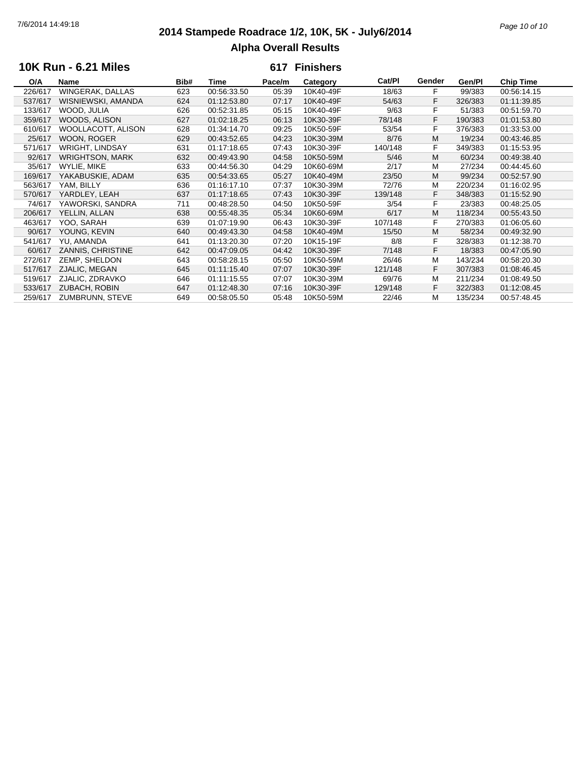# 2014 Stampede Roadrace 1/2, 10K, 5K - July6/2014

## Alpha Overall Results

### 10K Run - 6.21 Miles

**617 Finishers**

| O/A | Name | Bib# | Time | Pace/m | Category | Cat/Pl | Gender | Gen/Pl | Chip Time |
|---|---|---|---|---|---|---|---|---|---|
| 226/617 | WINGERAK, DALLAS | 623 | 00:56:33.50 | 05:39 | 10K40-49F | 18/63 | F | 99/383 | 00:56:14.15 |
| 537/617 | WISNIEWSKI, AMANDA | 624 | 01:12:53.80 | 07:17 | 10K40-49F | 54/63 | F | 326/383 | 01:11:39.85 |
| 133/617 | WOOD, JULIA | 626 | 00:52:31.85 | 05:15 | 10K40-49F | 9/63 | F | 51/383 | 00:51:59.70 |
| 359/617 | WOODS, ALISON | 627 | 01:02:18.25 | 06:13 | 10K30-39F | 78/148 | F | 190/383 | 01:01:53.80 |
| 610/617 | WOOLLACOTT, ALISON | 628 | 01:34:14.70 | 09:25 | 10K50-59F | 53/54 | F | 376/383 | 01:33:53.00 |
| 25/617 | WOON, ROGER | 629 | 00:43:52.65 | 04:23 | 10K30-39M | 8/76 | M | 19/234 | 00:43:46.85 |
| 571/617 | WRIGHT, LINDSAY | 631 | 01:17:18.65 | 07:43 | 10K30-39F | 140/148 | F | 349/383 | 01:15:53.95 |
| 92/617 | WRIGHTSON, MARK | 632 | 00:49:43.90 | 04:58 | 10K50-59M | 5/46 | M | 60/234 | 00:49:38.40 |
| 35/617 | WYLIE, MIKE | 633 | 00:44:56.30 | 04:29 | 10K60-69M | 2/17 | M | 27/234 | 00:44:45.60 |
| 169/617 | YAKABUSKIE, ADAM | 635 | 00:54:33.65 | 05:27 | 10K40-49M | 23/50 | M | 99/234 | 00:52:57.90 |
| 563/617 | YAM, BILLY | 636 | 01:16:17.10 | 07:37 | 10K30-39M | 72/76 | M | 220/234 | 01:16:02.95 |
| 570/617 | YARDLEY, LEAH | 637 | 01:17:18.65 | 07:43 | 10K30-39F | 139/148 | F | 348/383 | 01:15:52.90 |
| 74/617 | YAWORSKI, SANDRA | 711 | 00:48:28.50 | 04:50 | 10K50-59F | 3/54 | F | 23/383 | 00:48:25.05 |
| 206/617 | YELLIN, ALLAN | 638 | 00:55:48.35 | 05:34 | 10K60-69M | 6/17 | M | 118/234 | 00:55:43.50 |
| 463/617 | YOO, SARAH | 639 | 01:07:19.90 | 06:43 | 10K30-39F | 107/148 | F | 270/383 | 01:06:05.60 |
| 90/617 | YOUNG, KEVIN | 640 | 00:49:43.30 | 04:58 | 10K40-49M | 15/50 | M | 58/234 | 00:49:32.90 |
| 541/617 | YU, AMANDA | 641 | 01:13:20.30 | 07:20 | 10K15-19F | 8/8 | F | 328/383 | 01:12:38.70 |
| 60/617 | ZANNIS, CHRISTINE | 642 | 00:47:09.05 | 04:42 | 10K30-39F | 7/148 | F | 18/383 | 00:47:05.90 |
| 272/617 | ZEMP, SHELDON | 643 | 00:58:28.15 | 05:50 | 10K50-59M | 26/46 | M | 143/234 | 00:58:20.30 |
| 517/617 | ZJALIC, MEGAN | 645 | 01:11:15.40 | 07:07 | 10K30-39F | 121/148 | F | 307/383 | 01:08:46.45 |
| 519/617 | ZJALIC, ZDRAVKO | 646 | 01:11:15.55 | 07:07 | 10K30-39M | 69/76 | M | 211/234 | 01:08:49.50 |
| 533/617 | ZUBACH, ROBIN | 647 | 01:12:48.30 | 07:16 | 10K30-39F | 129/148 | F | 322/383 | 01:12:08.45 |
| 259/617 | ZUMBRUNN, STEVE | 649 | 00:58:05.50 | 05:48 | 10K50-59M | 22/46 | M | 135/234 | 00:57:48.45 |